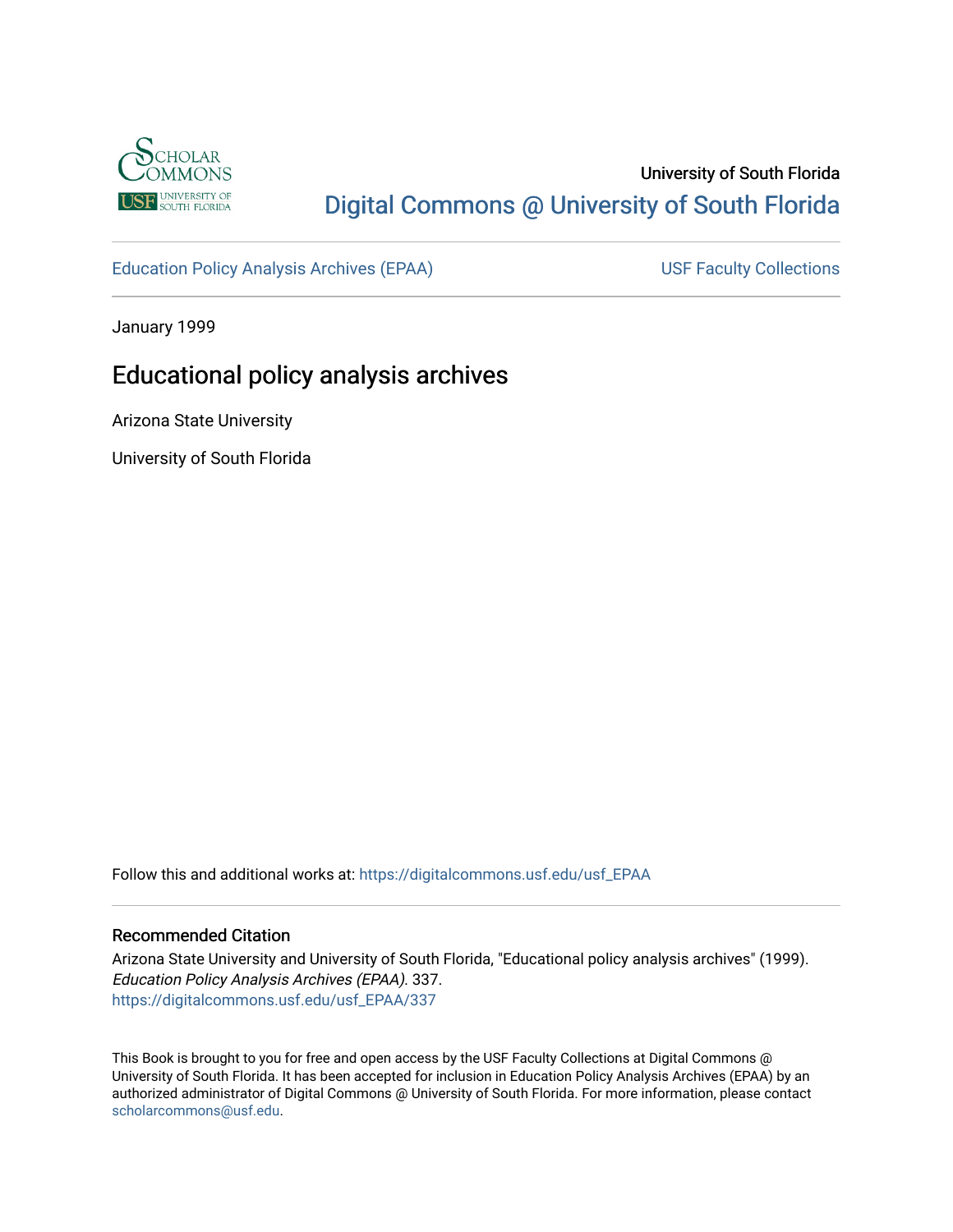University of South Florida

Digital Commons @ University of South Florida

Education Policy Analysis Archives (EPAA)

USF Faculty Collections

January 1999

# Educational policy analysis archives

Arizona State University

University of South Florida

Follow this and additional works at: https://digitalcommons.usf.edu/usf_EPAA

## Recommended Citation

Arizona State University and University of South Florida, "Educational policy analysis archives" (1999). *Education Policy Analysis Archives (EPAA)*. 337.
https://digitalcommons.usf.edu/usf_EPAA/337

This Book is brought to you for free and open access by the USF Faculty Collections at Digital Commons @ University of South Florida. It has been accepted for inclusion in Education Policy Analysis Archives (EPAA) by an authorized administrator of Digital Commons @ University of South Florida. For more information, please contact scholarcommons@usf.edu.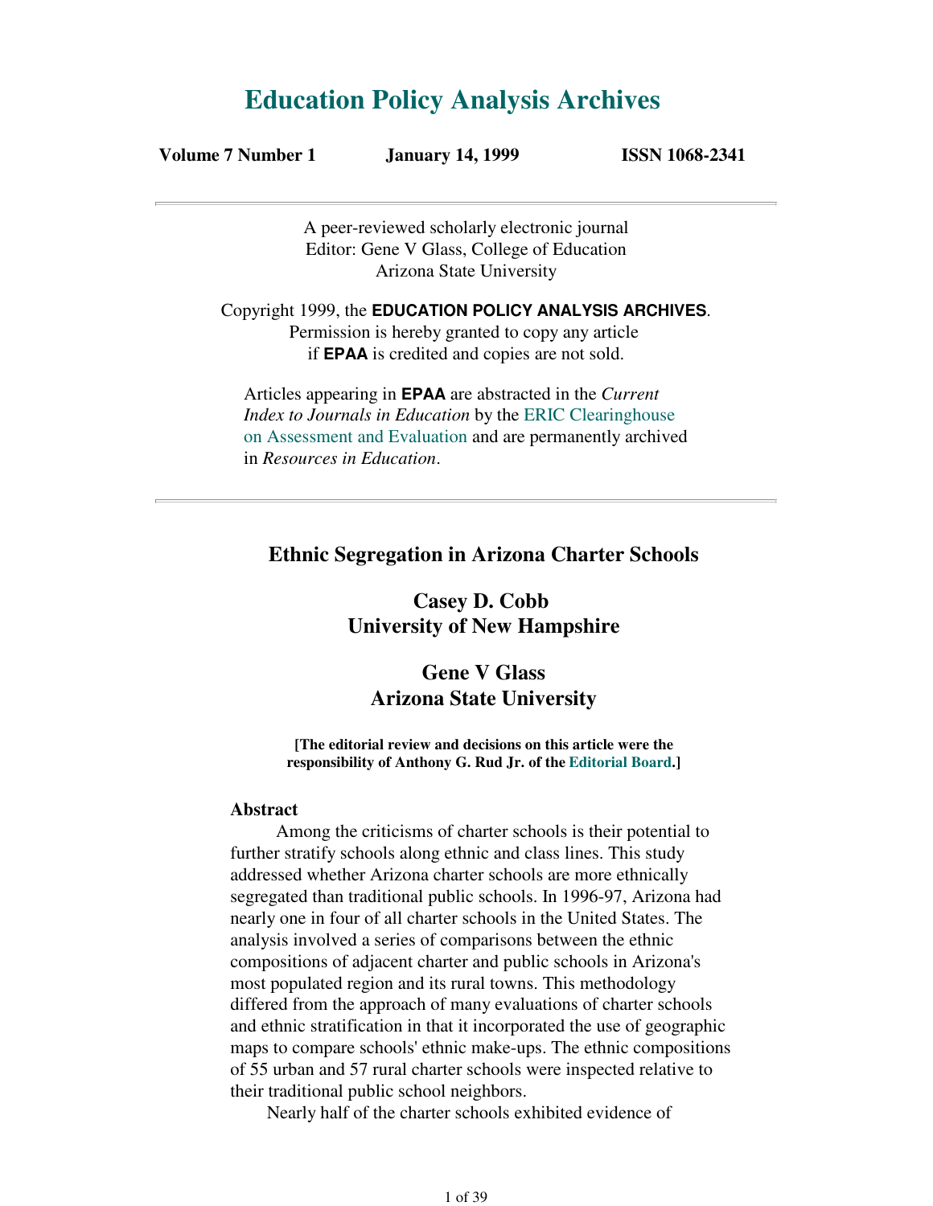# Education Policy Analysis Archives

**Volume 7 Number 1 January 14, 1999 ISSN 1068-2341**

A peer-reviewed scholarly electronic journal
Editor: Gene V Glass, College of Education
Arizona State University

Copyright 1999, the **EDUCATION POLICY ANALYSIS ARCHIVES**.
Permission is hereby granted to copy any article
if **EPAA** is credited and copies are not sold.

Articles appearing in **EPAA** are abstracted in the *Current Index to Journals in Education* by the ERIC Clearinghouse on Assessment and Evaluation and are permanently archived in *Resources in Education*.

## Ethnic Segregation in Arizona Charter Schools

### Casey D. Cobb
### University of New Hampshire

### Gene V Glass
### Arizona State University

**[The editorial review and decisions on this article were the responsibility of Anthony G. Rud Jr. of the Editorial Board.]**

**Abstract**

Among the criticisms of charter schools is their potential to further stratify schools along ethnic and class lines. This study addressed whether Arizona charter schools are more ethnically segregated than traditional public schools. In 1996-97, Arizona had nearly one in four of all charter schools in the United States. The analysis involved a series of comparisons between the ethnic compositions of adjacent charter and public schools in Arizona's most populated region and its rural towns. This methodology differed from the approach of many evaluations of charter schools and ethnic stratification in that it incorporated the use of geographic maps to compare schools' ethnic make-ups. The ethnic compositions of 55 urban and 57 rural charter schools were inspected relative to their traditional public school neighbors.

Nearly half of the charter schools exhibited evidence of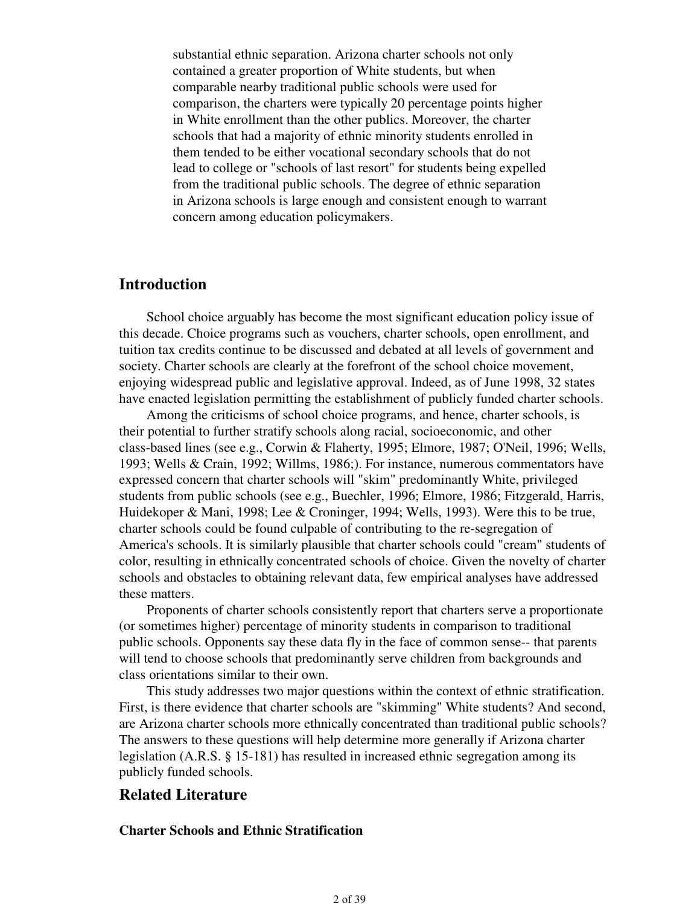substantial ethnic separation. Arizona charter schools not only contained a greater proportion of White students, but when comparable nearby traditional public schools were used for comparison, the charters were typically 20 percentage points higher in White enrollment than the other publics. Moreover, the charter schools that had a majority of ethnic minority students enrolled in them tended to be either vocational secondary schools that do not lead to college or "schools of last resort" for students being expelled from the traditional public schools. The degree of ethnic separation in Arizona schools is large enough and consistent enough to warrant concern among education policymakers.

## Introduction

School choice arguably has become the most significant education policy issue of this decade. Choice programs such as vouchers, charter schools, open enrollment, and tuition tax credits continue to be discussed and debated at all levels of government and society. Charter schools are clearly at the forefront of the school choice movement, enjoying widespread public and legislative approval. Indeed, as of June 1998, 32 states have enacted legislation permitting the establishment of publicly funded charter schools.

Among the criticisms of school choice programs, and hence, charter schools, is their potential to further stratify schools along racial, socioeconomic, and other class-based lines (see e.g., Corwin & Flaherty, 1995; Elmore, 1987; O'Neil, 1996; Wells, 1993; Wells & Crain, 1992; Willms, 1986;). For instance, numerous commentators have expressed concern that charter schools will "skim" predominantly White, privileged students from public schools (see e.g., Buechler, 1996; Elmore, 1986; Fitzgerald, Harris, Huidekoper & Mani, 1998; Lee & Croninger, 1994; Wells, 1993). Were this to be true, charter schools could be found culpable of contributing to the re-segregation of America's schools. It is similarly plausible that charter schools could "cream" students of color, resulting in ethnically concentrated schools of choice. Given the novelty of charter schools and obstacles to obtaining relevant data, few empirical analyses have addressed these matters.

Proponents of charter schools consistently report that charters serve a proportionate (or sometimes higher) percentage of minority students in comparison to traditional public schools. Opponents say these data fly in the face of common sense-- that parents will tend to choose schools that predominantly serve children from backgrounds and class orientations similar to their own.

This study addresses two major questions within the context of ethnic stratification. First, is there evidence that charter schools are "skimming" White students? And second, are Arizona charter schools more ethnically concentrated than traditional public schools? The answers to these questions will help determine more generally if Arizona charter legislation (A.R.S. § 15-181) has resulted in increased ethnic segregation among its publicly funded schools.

## Related Literature

### Charter Schools and Ethnic Stratification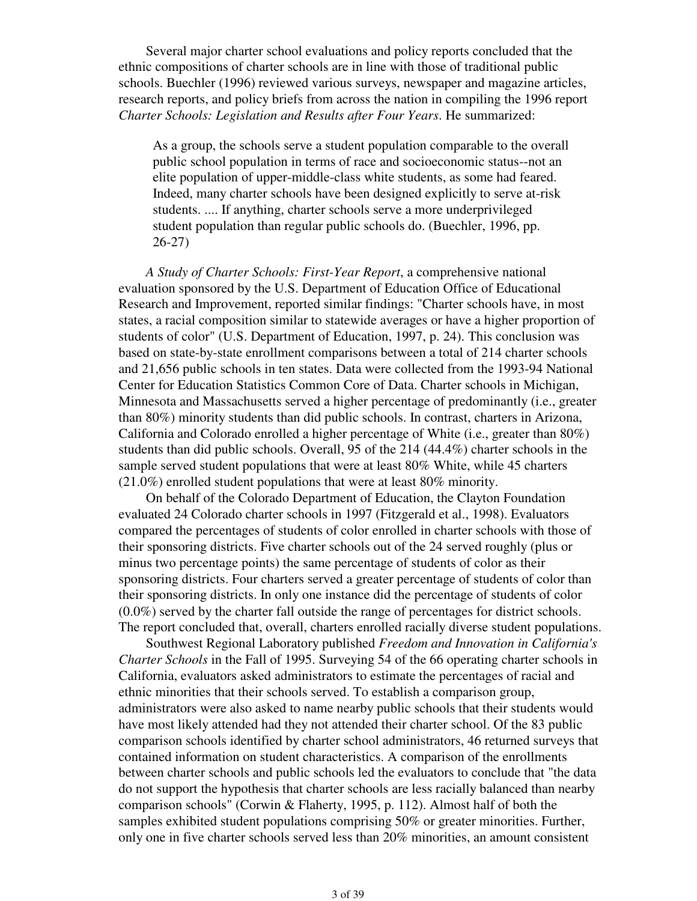Several major charter school evaluations and policy reports concluded that the ethnic compositions of charter schools are in line with those of traditional public schools. Buechler (1996) reviewed various surveys, newspaper and magazine articles, research reports, and policy briefs from across the nation in compiling the 1996 report *Charter Schools: Legislation and Results after Four Years*. He summarized:

> As a group, the schools serve a student population comparable to the overall public school population in terms of race and socioeconomic status--not an elite population of upper-middle-class white students, as some had feared. Indeed, many charter schools have been designed explicitly to serve at-risk students. .... If anything, charter schools serve a more underprivileged student population than regular public schools do. (Buechler, 1996, pp. 26-27)

*A Study of Charter Schools: First-Year Report*, a comprehensive national evaluation sponsored by the U.S. Department of Education Office of Educational Research and Improvement, reported similar findings: "Charter schools have, in most states, a racial composition similar to statewide averages or have a higher proportion of students of color" (U.S. Department of Education, 1997, p. 24). This conclusion was based on state-by-state enrollment comparisons between a total of 214 charter schools and 21,656 public schools in ten states. Data were collected from the 1993-94 National Center for Education Statistics Common Core of Data. Charter schools in Michigan, Minnesota and Massachusetts served a higher percentage of predominantly (i.e., greater than 80%) minority students than did public schools. In contrast, charters in Arizona, California and Colorado enrolled a higher percentage of White (i.e., greater than 80%) students than did public schools. Overall, 95 of the 214 (44.4%) charter schools in the sample served student populations that were at least 80% White, while 45 charters (21.0%) enrolled student populations that were at least 80% minority.

On behalf of the Colorado Department of Education, the Clayton Foundation evaluated 24 Colorado charter schools in 1997 (Fitzgerald et al., 1998). Evaluators compared the percentages of students of color enrolled in charter schools with those of their sponsoring districts. Five charter schools out of the 24 served roughly (plus or minus two percentage points) the same percentage of students of color as their sponsoring districts. Four charters served a greater percentage of students of color than their sponsoring districts. In only one instance did the percentage of students of color (0.0%) served by the charter fall outside the range of percentages for district schools. The report concluded that, overall, charters enrolled racially diverse student populations.

Southwest Regional Laboratory published *Freedom and Innovation in California's Charter Schools* in the Fall of 1995. Surveying 54 of the 66 operating charter schools in California, evaluators asked administrators to estimate the percentages of racial and ethnic minorities that their schools served. To establish a comparison group, administrators were also asked to name nearby public schools that their students would have most likely attended had they not attended their charter school. Of the 83 public comparison schools identified by charter school administrators, 46 returned surveys that contained information on student characteristics. A comparison of the enrollments between charter schools and public schools led the evaluators to conclude that "the data do not support the hypothesis that charter schools are less racially balanced than nearby comparison schools" (Corwin & Flaherty, 1995, p. 112). Almost half of both the samples exhibited student populations comprising 50% or greater minorities. Further, only one in five charter schools served less than 20% minorities, an amount consistent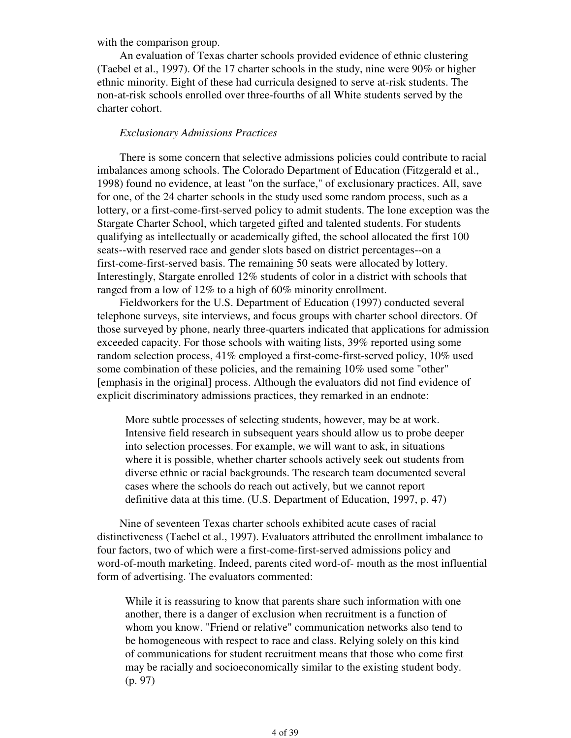with the comparison group.

An evaluation of Texas charter schools provided evidence of ethnic clustering (Taebel et al., 1997). Of the 17 charter schools in the study, nine were 90% or higher ethnic minority. Eight of these had curricula designed to serve at-risk students. The non-at-risk schools enrolled over three-fourths of all White students served by the charter cohort.

*Exclusionary Admissions Practices*

There is some concern that selective admissions policies could contribute to racial imbalances among schools. The Colorado Department of Education (Fitzgerald et al., 1998) found no evidence, at least "on the surface," of exclusionary practices. All, save for one, of the 24 charter schools in the study used some random process, such as a lottery, or a first-come-first-served policy to admit students. The lone exception was the Stargate Charter School, which targeted gifted and talented students. For students qualifying as intellectually or academically gifted, the school allocated the first 100 seats--with reserved race and gender slots based on district percentages--on a first-come-first-served basis. The remaining 50 seats were allocated by lottery. Interestingly, Stargate enrolled 12% students of color in a district with schools that ranged from a low of 12% to a high of 60% minority enrollment.

Fieldworkers for the U.S. Department of Education (1997) conducted several telephone surveys, site interviews, and focus groups with charter school directors. Of those surveyed by phone, nearly three-quarters indicated that applications for admission exceeded capacity. For those schools with waiting lists, 39% reported using some random selection process, 41% employed a first-come-first-served policy, 10% used some combination of these policies, and the remaining 10% used some "other" [emphasis in the original] process. Although the evaluators did not find evidence of explicit discriminatory admissions practices, they remarked in an endnote:

> More subtle processes of selecting students, however, may be at work. Intensive field research in subsequent years should allow us to probe deeper into selection processes. For example, we will want to ask, in situations where it is possible, whether charter schools actively seek out students from diverse ethnic or racial backgrounds. The research team documented several cases where the schools do reach out actively, but we cannot report definitive data at this time. (U.S. Department of Education, 1997, p. 47)

Nine of seventeen Texas charter schools exhibited acute cases of racial distinctiveness (Taebel et al., 1997). Evaluators attributed the enrollment imbalance to four factors, two of which were a first-come-first-served admissions policy and word-of-mouth marketing. Indeed, parents cited word-of- mouth as the most influential form of advertising. The evaluators commented:

> While it is reassuring to know that parents share such information with one another, there is a danger of exclusion when recruitment is a function of whom you know. "Friend or relative" communication networks also tend to be homogeneous with respect to race and class. Relying solely on this kind of communications for student recruitment means that those who come first may be racially and socioeconomically similar to the existing student body. (p. 97)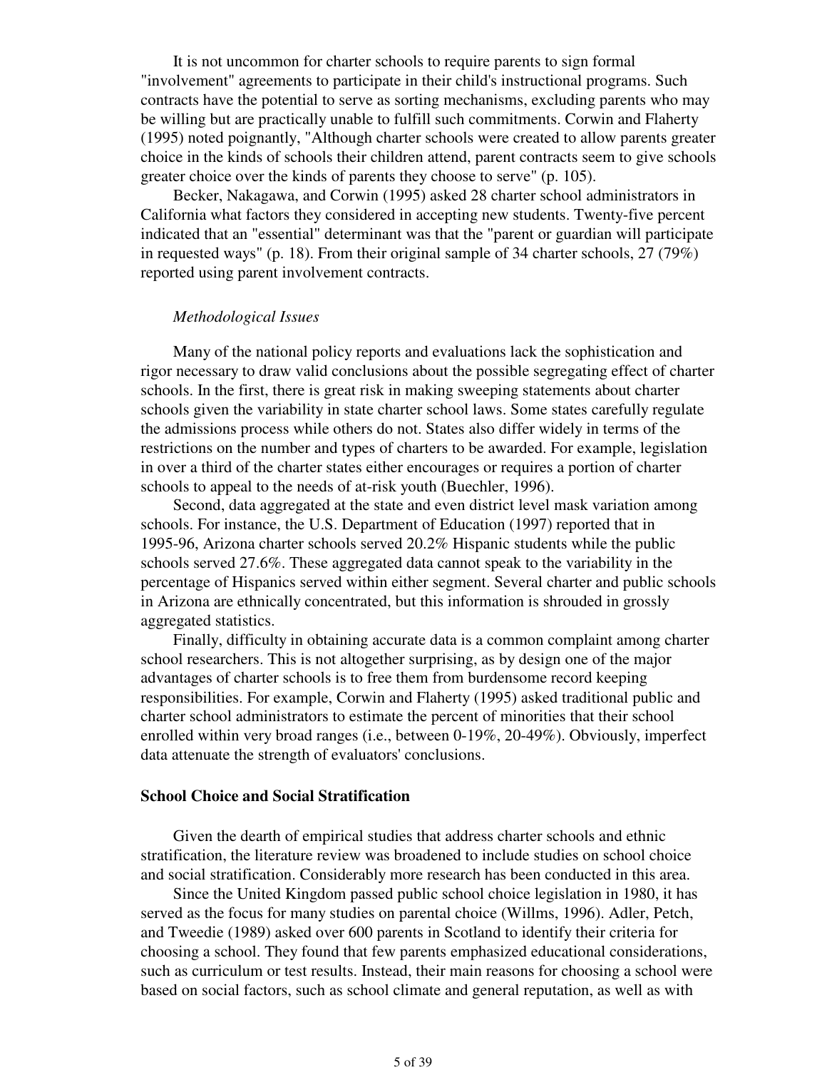It is not uncommon for charter schools to require parents to sign formal "involvement" agreements to participate in their child's instructional programs. Such contracts have the potential to serve as sorting mechanisms, excluding parents who may be willing but are practically unable to fulfill such commitments. Corwin and Flaherty (1995) noted poignantly, "Although charter schools were created to allow parents greater choice in the kinds of schools their children attend, parent contracts seem to give schools greater choice over the kinds of parents they choose to serve" (p. 105).

Becker, Nakagawa, and Corwin (1995) asked 28 charter school administrators in California what factors they considered in accepting new students. Twenty-five percent indicated that an "essential" determinant was that the "parent or guardian will participate in requested ways" (p. 18). From their original sample of 34 charter schools, 27 (79%) reported using parent involvement contracts.

*Methodological Issues*

Many of the national policy reports and evaluations lack the sophistication and rigor necessary to draw valid conclusions about the possible segregating effect of charter schools. In the first, there is great risk in making sweeping statements about charter schools given the variability in state charter school laws. Some states carefully regulate the admissions process while others do not. States also differ widely in terms of the restrictions on the number and types of charters to be awarded. For example, legislation in over a third of the charter states either encourages or requires a portion of charter schools to appeal to the needs of at-risk youth (Buechler, 1996).

Second, data aggregated at the state and even district level mask variation among schools. For instance, the U.S. Department of Education (1997) reported that in 1995-96, Arizona charter schools served 20.2% Hispanic students while the public schools served 27.6%. These aggregated data cannot speak to the variability in the percentage of Hispanics served within either segment. Several charter and public schools in Arizona are ethnically concentrated, but this information is shrouded in grossly aggregated statistics.

Finally, difficulty in obtaining accurate data is a common complaint among charter school researchers. This is not altogether surprising, as by design one of the major advantages of charter schools is to free them from burdensome record keeping responsibilities. For example, Corwin and Flaherty (1995) asked traditional public and charter school administrators to estimate the percent of minorities that their school enrolled within very broad ranges (i.e., between 0-19%, 20-49%). Obviously, imperfect data attenuate the strength of evaluators' conclusions.

**School Choice and Social Stratification**

Given the dearth of empirical studies that address charter schools and ethnic stratification, the literature review was broadened to include studies on school choice and social stratification. Considerably more research has been conducted in this area.

Since the United Kingdom passed public school choice legislation in 1980, it has served as the focus for many studies on parental choice (Willms, 1996). Adler, Petch, and Tweedie (1989) asked over 600 parents in Scotland to identify their criteria for choosing a school. They found that few parents emphasized educational considerations, such as curriculum or test results. Instead, their main reasons for choosing a school were based on social factors, such as school climate and general reputation, as well as with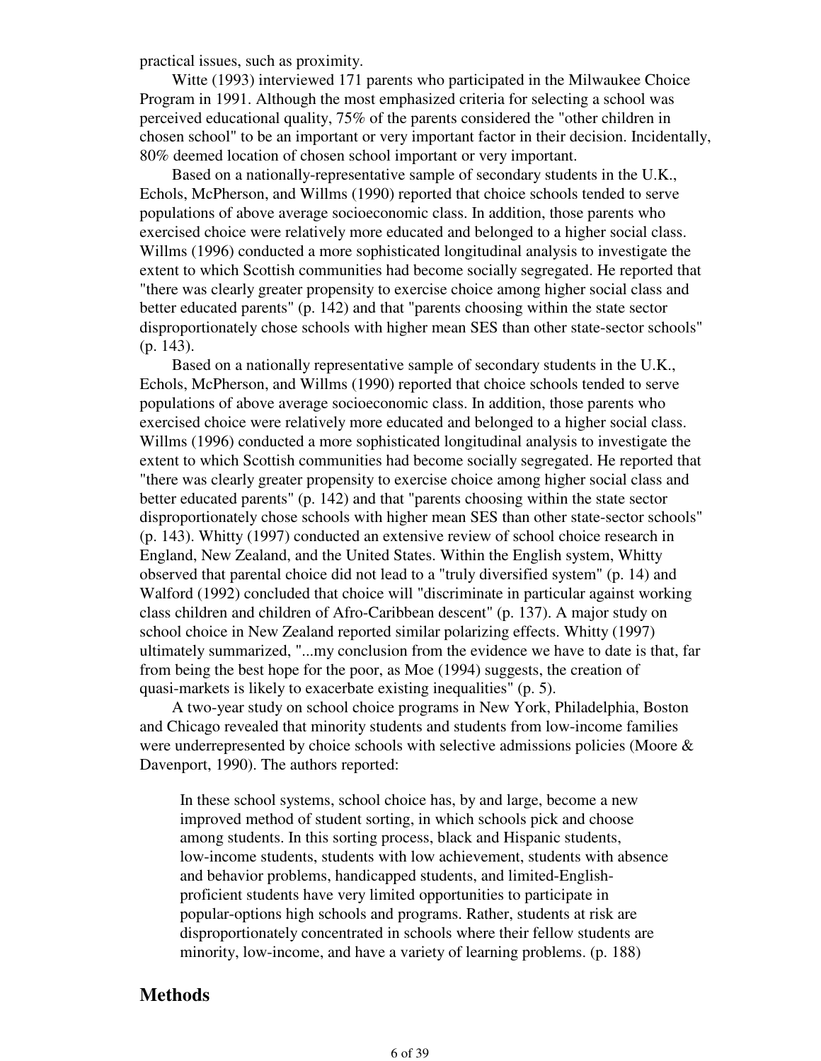practical issues, such as proximity.

Witte (1993) interviewed 171 parents who participated in the Milwaukee Choice Program in 1991. Although the most emphasized criteria for selecting a school was perceived educational quality, 75% of the parents considered the "other children in chosen school" to be an important or very important factor in their decision. Incidentally, 80% deemed location of chosen school important or very important.

Based on a nationally-representative sample of secondary students in the U.K., Echols, McPherson, and Willms (1990) reported that choice schools tended to serve populations of above average socioeconomic class. In addition, those parents who exercised choice were relatively more educated and belonged to a higher social class. Willms (1996) conducted a more sophisticated longitudinal analysis to investigate the extent to which Scottish communities had become socially segregated. He reported that "there was clearly greater propensity to exercise choice among higher social class and better educated parents" (p. 142) and that "parents choosing within the state sector disproportionately chose schools with higher mean SES than other state-sector schools" (p. 143).

Based on a nationally representative sample of secondary students in the U.K., Echols, McPherson, and Willms (1990) reported that choice schools tended to serve populations of above average socioeconomic class. In addition, those parents who exercised choice were relatively more educated and belonged to a higher social class. Willms (1996) conducted a more sophisticated longitudinal analysis to investigate the extent to which Scottish communities had become socially segregated. He reported that "there was clearly greater propensity to exercise choice among higher social class and better educated parents" (p. 142) and that "parents choosing within the state sector disproportionately chose schools with higher mean SES than other state-sector schools" (p. 143). Whitty (1997) conducted an extensive review of school choice research in England, New Zealand, and the United States. Within the English system, Whitty observed that parental choice did not lead to a "truly diversified system" (p. 14) and Walford (1992) concluded that choice will "discriminate in particular against working class children and children of Afro-Caribbean descent" (p. 137). A major study on school choice in New Zealand reported similar polarizing effects. Whitty (1997) ultimately summarized, "...my conclusion from the evidence we have to date is that, far from being the best hope for the poor, as Moe (1994) suggests, the creation of quasi-markets is likely to exacerbate existing inequalities" (p. 5).

A two-year study on school choice programs in New York, Philadelphia, Boston and Chicago revealed that minority students and students from low-income families were underrepresented by choice schools with selective admissions policies (Moore & Davenport, 1990). The authors reported:

> In these school systems, school choice has, by and large, become a new improved method of student sorting, in which schools pick and choose among students. In this sorting process, black and Hispanic students, low-income students, students with low achievement, students with absence and behavior problems, handicapped students, and limited-English-proficient students have very limited opportunities to participate in popular-options high schools and programs. Rather, students at risk are disproportionately concentrated in schools where their fellow students are minority, low-income, and have a variety of learning problems. (p. 188)

## Methods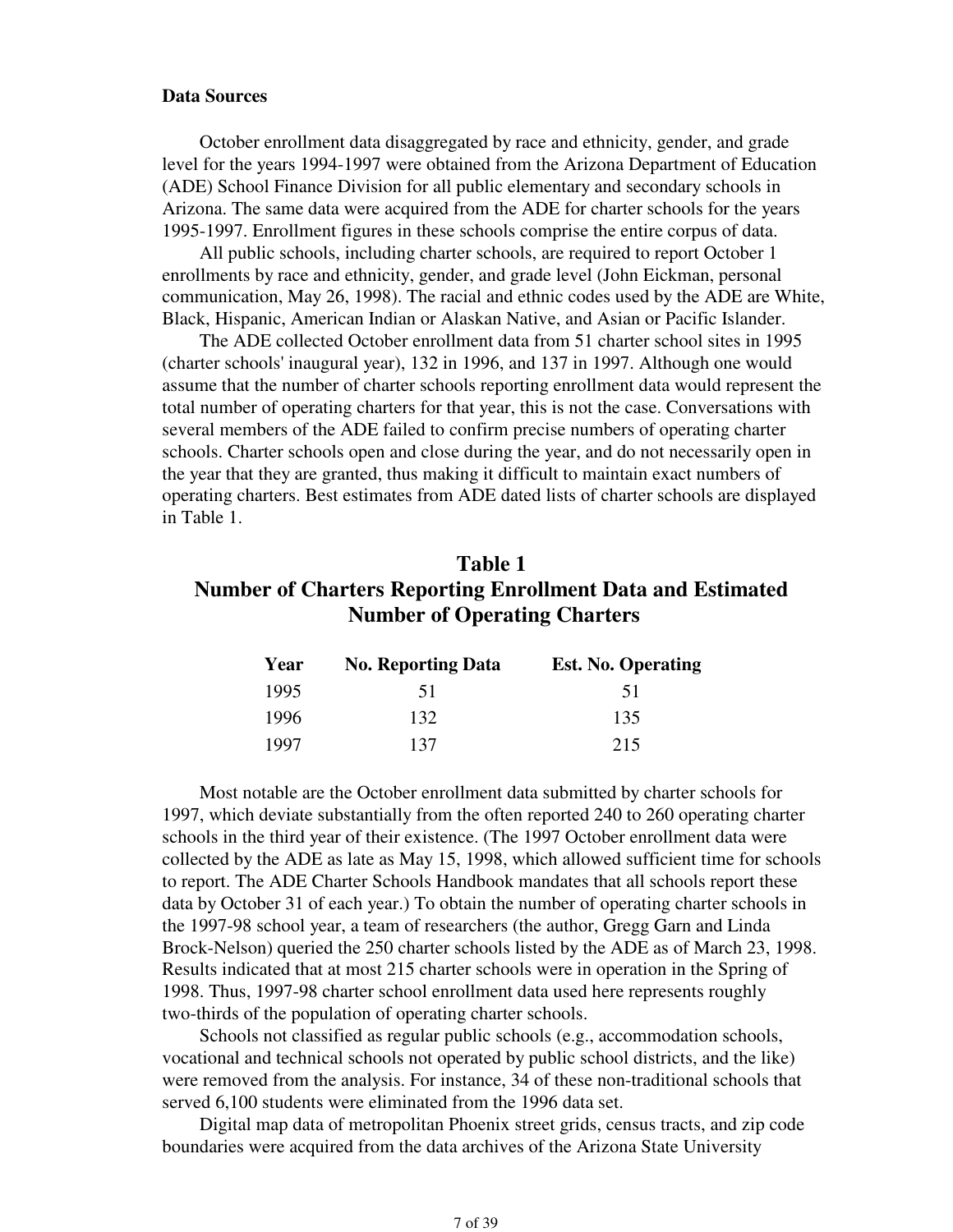**Data Sources**

October enrollment data disaggregated by race and ethnicity, gender, and grade level for the years 1994-1997 were obtained from the Arizona Department of Education (ADE) School Finance Division for all public elementary and secondary schools in Arizona. The same data were acquired from the ADE for charter schools for the years 1995-1997. Enrollment figures in these schools comprise the entire corpus of data.

All public schools, including charter schools, are required to report October 1 enrollments by race and ethnicity, gender, and grade level (John Eickman, personal communication, May 26, 1998). The racial and ethnic codes used by the ADE are White, Black, Hispanic, American Indian or Alaskan Native, and Asian or Pacific Islander.

The ADE collected October enrollment data from 51 charter school sites in 1995 (charter schools' inaugural year), 132 in 1996, and 137 in 1997. Although one would assume that the number of charter schools reporting enrollment data would represent the total number of operating charters for that year, this is not the case. Conversations with several members of the ADE failed to confirm precise numbers of operating charter schools. Charter schools open and close during the year, and do not necessarily open in the year that they are granted, thus making it difficult to maintain exact numbers of operating charters. Best estimates from ADE dated lists of charter schools are displayed in Table 1.

## Table 1
## Number of Charters Reporting Enrollment Data and Estimated Number of Operating Charters

| Year | No. Reporting Data | Est. No. Operating |
|---|---|---|
| 1995 | 51 | 51 |
| 1996 | 132 | 135 |
| 1997 | 137 | 215 |

Most notable are the October enrollment data submitted by charter schools for 1997, which deviate substantially from the often reported 240 to 260 operating charter schools in the third year of their existence. (The 1997 October enrollment data were collected by the ADE as late as May 15, 1998, which allowed sufficient time for schools to report. The ADE Charter Schools Handbook mandates that all schools report these data by October 31 of each year.) To obtain the number of operating charter schools in the 1997-98 school year, a team of researchers (the author, Gregg Garn and Linda Brock-Nelson) queried the 250 charter schools listed by the ADE as of March 23, 1998. Results indicated that at most 215 charter schools were in operation in the Spring of 1998. Thus, 1997-98 charter school enrollment data used here represents roughly two-thirds of the population of operating charter schools.

Schools not classified as regular public schools (e.g., accommodation schools, vocational and technical schools not operated by public school districts, and the like) were removed from the analysis. For instance, 34 of these non-traditional schools that served 6,100 students were eliminated from the 1996 data set.

Digital map data of metropolitan Phoenix street grids, census tracts, and zip code boundaries were acquired from the data archives of the Arizona State University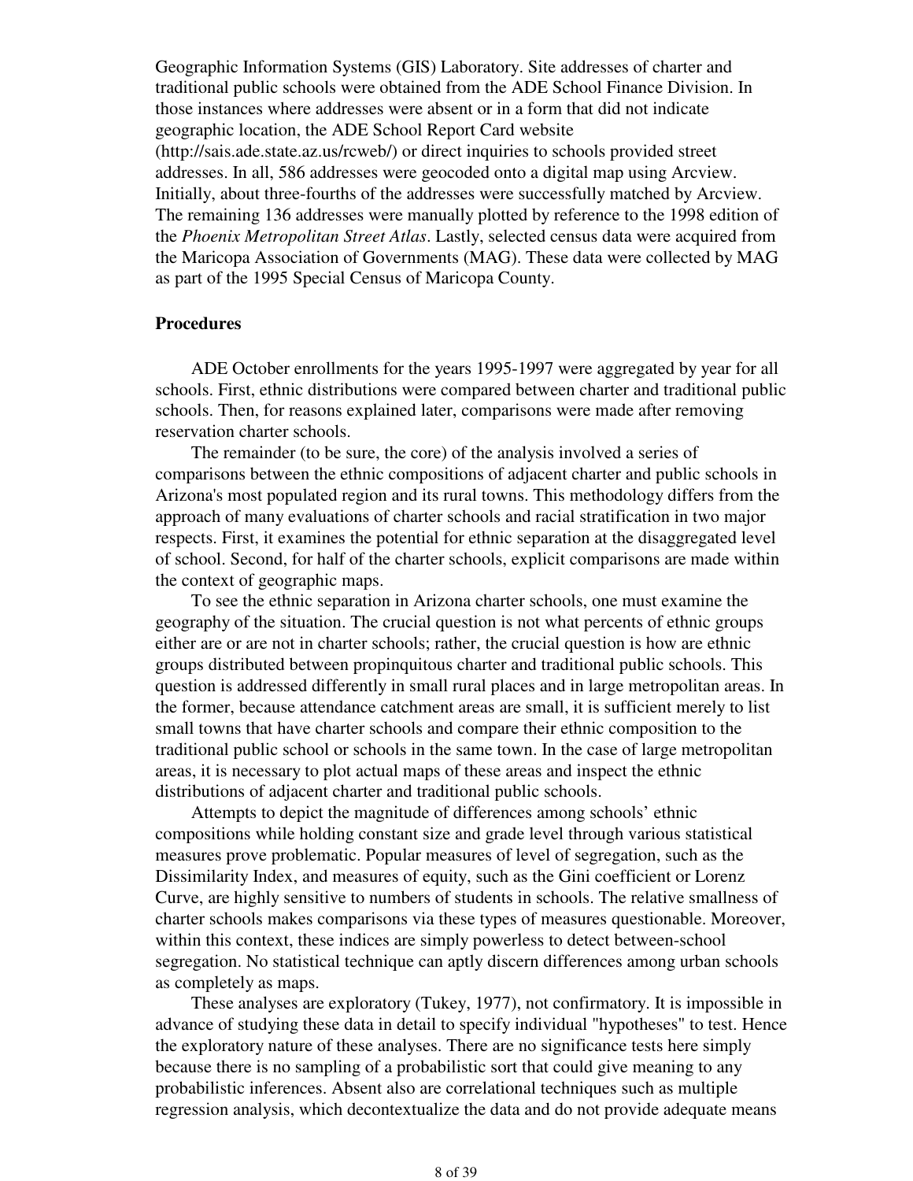Geographic Information Systems (GIS) Laboratory. Site addresses of charter and traditional public schools were obtained from the ADE School Finance Division. In those instances where addresses were absent or in a form that did not indicate geographic location, the ADE School Report Card website (http://sais.ade.state.az.us/rcweb/) or direct inquiries to schools provided street addresses. In all, 586 addresses were geocoded onto a digital map using Arcview. Initially, about three-fourths of the addresses were successfully matched by Arcview. The remaining 136 addresses were manually plotted by reference to the 1998 edition of the *Phoenix Metropolitan Street Atlas*. Lastly, selected census data were acquired from the Maricopa Association of Governments (MAG). These data were collected by MAG as part of the 1995 Special Census of Maricopa County.

**Procedures**

ADE October enrollments for the years 1995-1997 were aggregated by year for all schools. First, ethnic distributions were compared between charter and traditional public schools. Then, for reasons explained later, comparisons were made after removing reservation charter schools.

The remainder (to be sure, the core) of the analysis involved a series of comparisons between the ethnic compositions of adjacent charter and public schools in Arizona's most populated region and its rural towns. This methodology differs from the approach of many evaluations of charter schools and racial stratification in two major respects. First, it examines the potential for ethnic separation at the disaggregated level of school. Second, for half of the charter schools, explicit comparisons are made within the context of geographic maps.

To see the ethnic separation in Arizona charter schools, one must examine the geography of the situation. The crucial question is not what percents of ethnic groups either are or are not in charter schools; rather, the crucial question is how are ethnic groups distributed between propinquitous charter and traditional public schools. This question is addressed differently in small rural places and in large metropolitan areas. In the former, because attendance catchment areas are small, it is sufficient merely to list small towns that have charter schools and compare their ethnic composition to the traditional public school or schools in the same town. In the case of large metropolitan areas, it is necessary to plot actual maps of these areas and inspect the ethnic distributions of adjacent charter and traditional public schools.

Attempts to depict the magnitude of differences among schools' ethnic compositions while holding constant size and grade level through various statistical measures prove problematic. Popular measures of level of segregation, such as the Dissimilarity Index, and measures of equity, such as the Gini coefficient or Lorenz Curve, are highly sensitive to numbers of students in schools. The relative smallness of charter schools makes comparisons via these types of measures questionable. Moreover, within this context, these indices are simply powerless to detect between-school segregation. No statistical technique can aptly discern differences among urban schools as completely as maps.

These analyses are exploratory (Tukey, 1977), not confirmatory. It is impossible in advance of studying these data in detail to specify individual "hypotheses" to test. Hence the exploratory nature of these analyses. There are no significance tests here simply because there is no sampling of a probabilistic sort that could give meaning to any probabilistic inferences. Absent also are correlational techniques such as multiple regression analysis, which decontextualize the data and do not provide adequate means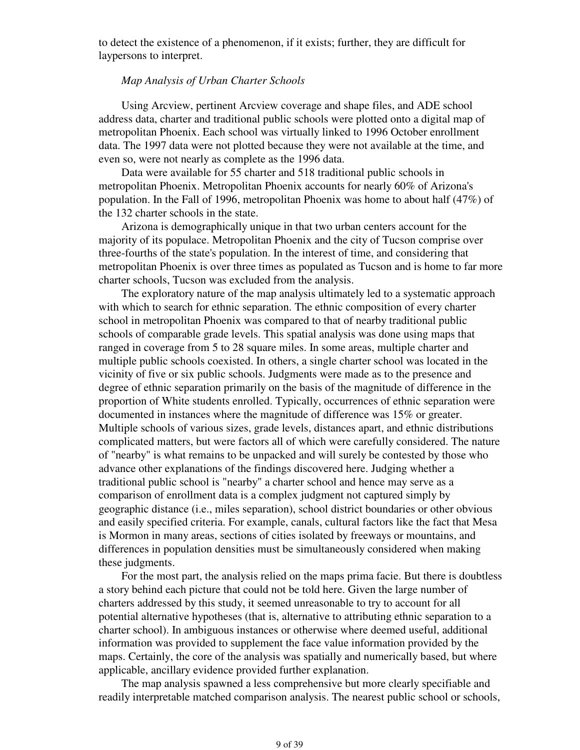to detect the existence of a phenomenon, if it exists; further, they are difficult for laypersons to interpret.

*Map Analysis of Urban Charter Schools*

Using Arcview, pertinent Arcview coverage and shape files, and ADE school address data, charter and traditional public schools were plotted onto a digital map of metropolitan Phoenix. Each school was virtually linked to 1996 October enrollment data. The 1997 data were not plotted because they were not available at the time, and even so, were not nearly as complete as the 1996 data.

Data were available for 55 charter and 518 traditional public schools in metropolitan Phoenix. Metropolitan Phoenix accounts for nearly 60% of Arizona's population. In the Fall of 1996, metropolitan Phoenix was home to about half (47%) of the 132 charter schools in the state.

Arizona is demographically unique in that two urban centers account for the majority of its populace. Metropolitan Phoenix and the city of Tucson comprise over three-fourths of the state's population. In the interest of time, and considering that metropolitan Phoenix is over three times as populated as Tucson and is home to far more charter schools, Tucson was excluded from the analysis.

The exploratory nature of the map analysis ultimately led to a systematic approach with which to search for ethnic separation. The ethnic composition of every charter school in metropolitan Phoenix was compared to that of nearby traditional public schools of comparable grade levels. This spatial analysis was done using maps that ranged in coverage from 5 to 28 square miles. In some areas, multiple charter and multiple public schools coexisted. In others, a single charter school was located in the vicinity of five or six public schools. Judgments were made as to the presence and degree of ethnic separation primarily on the basis of the magnitude of difference in the proportion of White students enrolled. Typically, occurrences of ethnic separation were documented in instances where the magnitude of difference was 15% or greater. Multiple schools of various sizes, grade levels, distances apart, and ethnic distributions complicated matters, but were factors all of which were carefully considered. The nature of "nearby" is what remains to be unpacked and will surely be contested by those who advance other explanations of the findings discovered here. Judging whether a traditional public school is "nearby" a charter school and hence may serve as a comparison of enrollment data is a complex judgment not captured simply by geographic distance (i.e., miles separation), school district boundaries or other obvious and easily specified criteria. For example, canals, cultural factors like the fact that Mesa is Mormon in many areas, sections of cities isolated by freeways or mountains, and differences in population densities must be simultaneously considered when making these judgments.

For the most part, the analysis relied on the maps prima facie. But there is doubtless a story behind each picture that could not be told here. Given the large number of charters addressed by this study, it seemed unreasonable to try to account for all potential alternative hypotheses (that is, alternative to attributing ethnic separation to a charter school). In ambiguous instances or otherwise where deemed useful, additional information was provided to supplement the face value information provided by the maps. Certainly, the core of the analysis was spatially and numerically based, but where applicable, ancillary evidence provided further explanation.

The map analysis spawned a less comprehensive but more clearly specifiable and readily interpretable matched comparison analysis. The nearest public school or schools,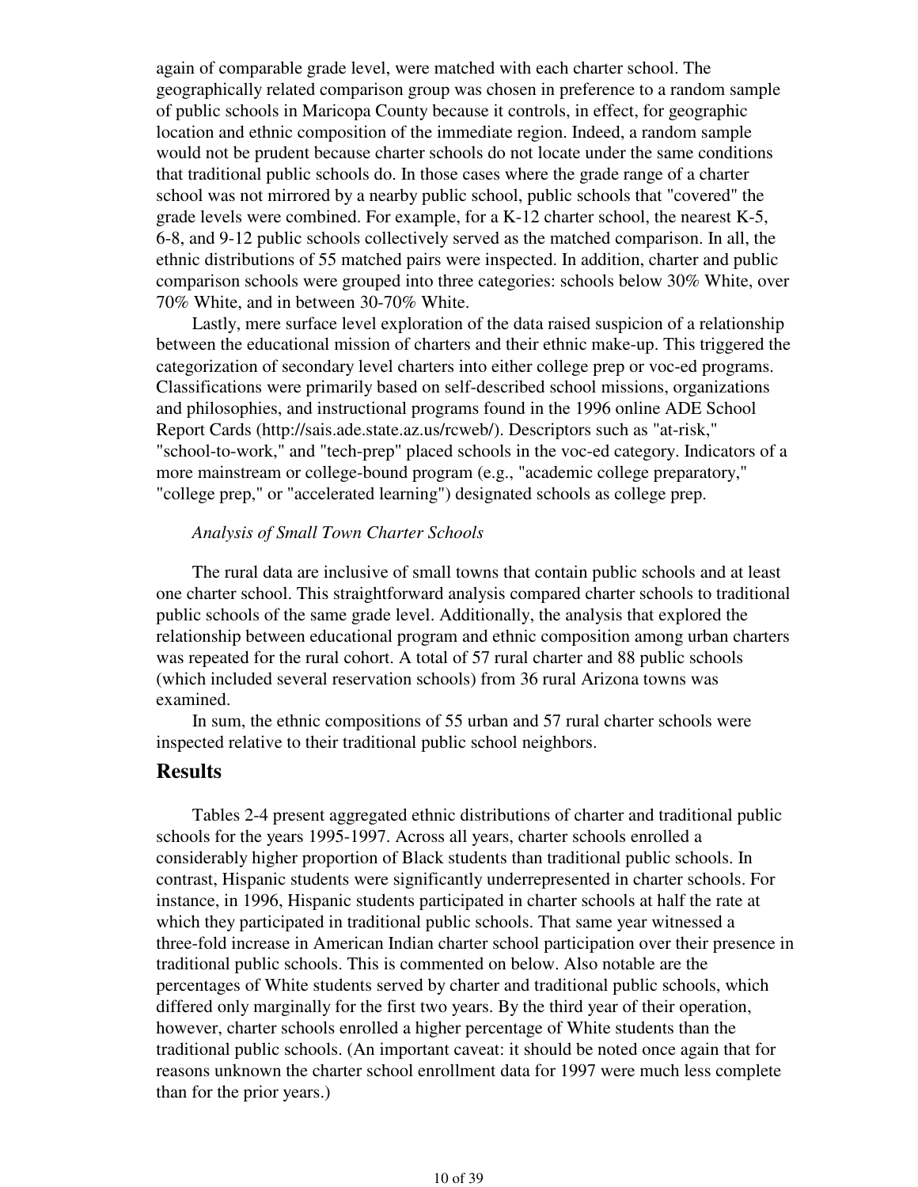again of comparable grade level, were matched with each charter school. The geographically related comparison group was chosen in preference to a random sample of public schools in Maricopa County because it controls, in effect, for geographic location and ethnic composition of the immediate region. Indeed, a random sample would not be prudent because charter schools do not locate under the same conditions that traditional public schools do. In those cases where the grade range of a charter school was not mirrored by a nearby public school, public schools that "covered" the grade levels were combined. For example, for a K-12 charter school, the nearest K-5, 6-8, and 9-12 public schools collectively served as the matched comparison. In all, the ethnic distributions of 55 matched pairs were inspected. In addition, charter and public comparison schools were grouped into three categories: schools below 30% White, over 70% White, and in between 30-70% White.

Lastly, mere surface level exploration of the data raised suspicion of a relationship between the educational mission of charters and their ethnic make-up. This triggered the categorization of secondary level charters into either college prep or voc-ed programs. Classifications were primarily based on self-described school missions, organizations and philosophies, and instructional programs found in the 1996 online ADE School Report Cards (http://sais.ade.state.az.us/rcweb/). Descriptors such as "at-risk," "school-to-work," and "tech-prep" placed schools in the voc-ed category. Indicators of a more mainstream or college-bound program (e.g., "academic college preparatory," "college prep," or "accelerated learning") designated schools as college prep.

*Analysis of Small Town Charter Schools*

The rural data are inclusive of small towns that contain public schools and at least one charter school. This straightforward analysis compared charter schools to traditional public schools of the same grade level. Additionally, the analysis that explored the relationship between educational program and ethnic composition among urban charters was repeated for the rural cohort. A total of 57 rural charter and 88 public schools (which included several reservation schools) from 36 rural Arizona towns was examined.

In sum, the ethnic compositions of 55 urban and 57 rural charter schools were inspected relative to their traditional public school neighbors.

## Results

Tables 2-4 present aggregated ethnic distributions of charter and traditional public schools for the years 1995-1997. Across all years, charter schools enrolled a considerably higher proportion of Black students than traditional public schools. In contrast, Hispanic students were significantly underrepresented in charter schools. For instance, in 1996, Hispanic students participated in charter schools at half the rate at which they participated in traditional public schools. That same year witnessed a three-fold increase in American Indian charter school participation over their presence in traditional public schools. This is commented on below. Also notable are the percentages of White students served by charter and traditional public schools, which differed only marginally for the first two years. By the third year of their operation, however, charter schools enrolled a higher percentage of White students than the traditional public schools. (An important caveat: it should be noted once again that for reasons unknown the charter school enrollment data for 1997 were much less complete than for the prior years.)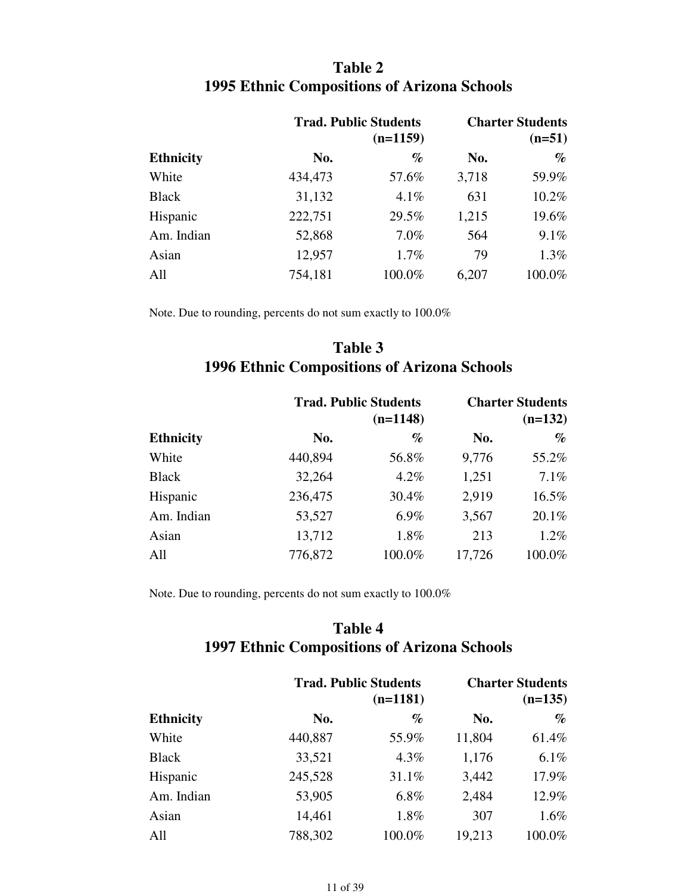## Table 2
## 1995 Ethnic Compositions of Arizona Schools

| | Trad. Public Students (n=1159) | | Charter Students (n=51) | |
|---|---|---|---|---|
| **Ethnicity** | **No.** | **%** | **No.** | **%** |
| White | 434,473 | 57.6% | 3,718 | 59.9% |
| Black | 31,132 | 4.1% | 631 | 10.2% |
| Hispanic | 222,751 | 29.5% | 1,215 | 19.6% |
| Am. Indian | 52,868 | 7.0% | 564 | 9.1% |
| Asian | 12,957 | 1.7% | 79 | 1.3% |
| All | 754,181 | 100.0% | 6,207 | 100.0% |

Note. Due to rounding, percents do not sum exactly to 100.0%

## Table 3
## 1996 Ethnic Compositions of Arizona Schools

| | Trad. Public Students (n=1148) | | Charter Students (n=132) | |
|---|---|---|---|---|
| **Ethnicity** | **No.** | **%** | **No.** | **%** |
| White | 440,894 | 56.8% | 9,776 | 55.2% |
| Black | 32,264 | 4.2% | 1,251 | 7.1% |
| Hispanic | 236,475 | 30.4% | 2,919 | 16.5% |
| Am. Indian | 53,527 | 6.9% | 3,567 | 20.1% |
| Asian | 13,712 | 1.8% | 213 | 1.2% |
| All | 776,872 | 100.0% | 17,726 | 100.0% |

Note. Due to rounding, percents do not sum exactly to 100.0%

## Table 4
## 1997 Ethnic Compositions of Arizona Schools

| | Trad. Public Students (n=1181) | | Charter Students (n=135) | |
|---|---|---|---|---|
| **Ethnicity** | **No.** | **%** | **No.** | **%** |
| White | 440,887 | 55.9% | 11,804 | 61.4% |
| Black | 33,521 | 4.3% | 1,176 | 6.1% |
| Hispanic | 245,528 | 31.1% | 3,442 | 17.9% |
| Am. Indian | 53,905 | 6.8% | 2,484 | 12.9% |
| Asian | 14,461 | 1.8% | 307 | 1.6% |
| All | 788,302 | 100.0% | 19,213 | 100.0% |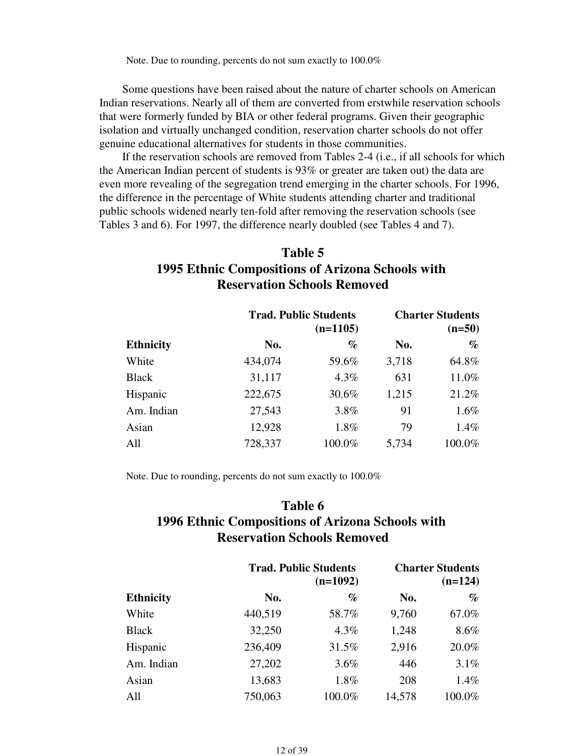Note. Due to rounding, percents do not sum exactly to 100.0%

Some questions have been raised about the nature of charter schools on American Indian reservations. Nearly all of them are converted from erstwhile reservation schools that were formerly funded by BIA or other federal programs. Given their geographic isolation and virtually unchanged condition, reservation charter schools do not offer genuine educational alternatives for students in those communities.

If the reservation schools are removed from Tables 2-4 (i.e., if all schools for which the American Indian percent of students is 93% or greater are taken out) the data are even more revealing of the segregation trend emerging in the charter schools. For 1996, the difference in the percentage of White students attending charter and traditional public schools widened nearly ten-fold after removing the reservation schools (see Tables 3 and 6). For 1997, the difference nearly doubled (see Tables 4 and 7).

## Table 5
## 1995 Ethnic Compositions of Arizona Schools with Reservation Schools Removed

| | Trad. Public Students (n=1105) | | Charter Students (n=50) | |
|---|---|---|---|---|
| **Ethnicity** | **No.** | **%** | **No.** | **%** |
| White | 434,074 | 59.6% | 3,718 | 64.8% |
| Black | 31,117 | 4.3% | 631 | 11.0% |
| Hispanic | 222,675 | 30.6% | 1,215 | 21.2% |
| Am. Indian | 27,543 | 3.8% | 91 | 1.6% |
| Asian | 12,928 | 1.8% | 79 | 1.4% |
| All | 728,337 | 100.0% | 5,734 | 100.0% |

Note. Due to rounding, percents do not sum exactly to 100.0%

## Table 6
## 1996 Ethnic Compositions of Arizona Schools with Reservation Schools Removed

| | Trad. Public Students (n=1092) | | Charter Students (n=124) | |
|---|---|---|---|---|
| **Ethnicity** | **No.** | **%** | **No.** | **%** |
| White | 440,519 | 58.7% | 9,760 | 67.0% |
| Black | 32,250 | 4.3% | 1,248 | 8.6% |
| Hispanic | 236,409 | 31.5% | 2,916 | 20.0% |
| Am. Indian | 27,202 | 3.6% | 446 | 3.1% |
| Asian | 13,683 | 1.8% | 208 | 1.4% |
| All | 750,063 | 100.0% | 14,578 | 100.0% |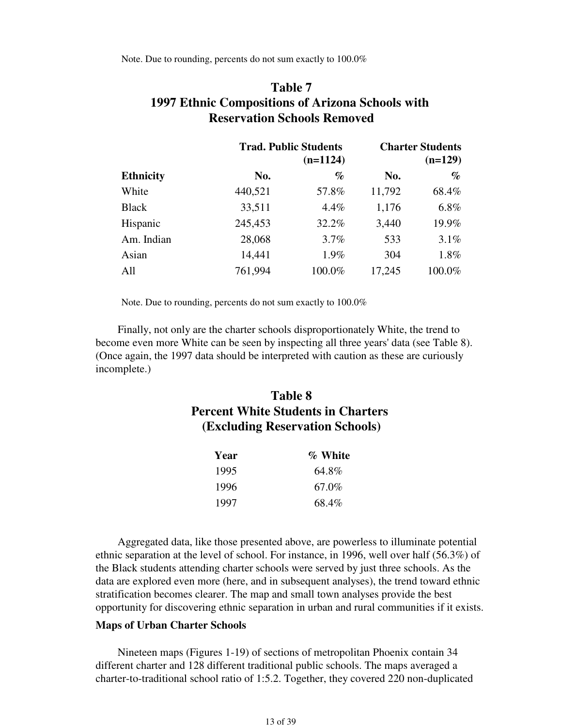Note. Due to rounding, percents do not sum exactly to 100.0%

## Table 7
## 1997 Ethnic Compositions of Arizona Schools with Reservation Schools Removed

| | Trad. Public Students (n=1124) | | Charter Students (n=129) | |
|---|---|---|---|---|
| **Ethnicity** | **No.** | **%** | **No.** | **%** |
| White | 440,521 | 57.8% | 11,792 | 68.4% |
| Black | 33,511 | 4.4% | 1,176 | 6.8% |
| Hispanic | 245,453 | 32.2% | 3,440 | 19.9% |
| Am. Indian | 28,068 | 3.7% | 533 | 3.1% |
| Asian | 14,441 | 1.9% | 304 | 1.8% |
| All | 761,994 | 100.0% | 17,245 | 100.0% |

Note. Due to rounding, percents do not sum exactly to 100.0%

Finally, not only are the charter schools disproportionately White, the trend to become even more White can be seen by inspecting all three years' data (see Table 8). (Once again, the 1997 data should be interpreted with caution as these are curiously incomplete.)

## Table 8
## Percent White Students in Charters (Excluding Reservation Schools)

| Year | % White |
|---|---|
| 1995 | 64.8% |
| 1996 | 67.0% |
| 1997 | 68.4% |

Aggregated data, like those presented above, are powerless to illuminate potential ethnic separation at the level of school. For instance, in 1996, well over half (56.3%) of the Black students attending charter schools were served by just three schools. As the data are explored even more (here, and in subsequent analyses), the trend toward ethnic stratification becomes clearer. The map and small town analyses provide the best opportunity for discovering ethnic separation in urban and rural communities if it exists.

**Maps of Urban Charter Schools**

Nineteen maps (Figures 1-19) of sections of metropolitan Phoenix contain 34 different charter and 128 different traditional public schools. The maps averaged a charter-to-traditional school ratio of 1:5.2. Together, they covered 220 non-duplicated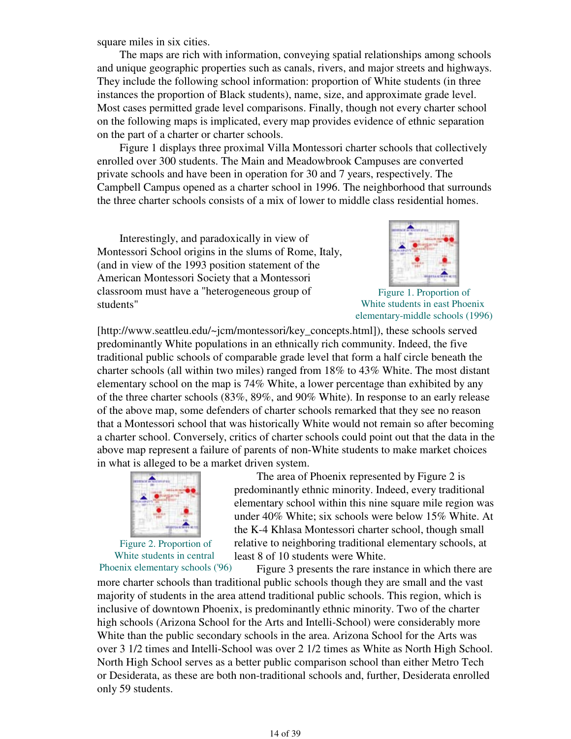square miles in six cities.

The maps are rich with information, conveying spatial relationships among schools and unique geographic properties such as canals, rivers, and major streets and highways. They include the following school information: proportion of White students (in three instances the proportion of Black students), name, size, and approximate grade level. Most cases permitted grade level comparisons. Finally, though not every charter school on the following maps is implicated, every map provides evidence of ethnic separation on the part of a charter or charter schools.

Figure 1 displays three proximal Villa Montessori charter schools that collectively enrolled over 300 students. The Main and Meadowbrook Campuses are converted private schools and have been in operation for 30 and 7 years, respectively. The Campbell Campus opened as a charter school in 1996. The neighborhood that surrounds the three charter schools consists of a mix of lower to middle class residential homes.

Figure 1. Proportion of White students in east Phoenix elementary-middle schools (1996)

Interestingly, and paradoxically in view of Montessori School origins in the slums of Rome, Italy, (and in view of the 1993 position statement of the American Montessori Society that a Montessori classroom must have a "heterogeneous group of students" [http://www.seattleu.edu/~jcm/montessori/key_concepts.html]), these schools served predominantly White populations in an ethnically rich community. Indeed, the five traditional public schools of comparable grade level that form a half circle beneath the charter schools (all within two miles) ranged from 18% to 43% White. The most distant elementary school on the map is 74% White, a lower percentage than exhibited by any of the three charter schools (83%, 89%, and 90% White). In response to an early release of the above map, some defenders of charter schools remarked that they see no reason that a Montessori school that was historically White would not remain so after becoming a charter school. Conversely, critics of charter schools could point out that the data in the above map represent a failure of parents of non-White students to make market choices in what is alleged to be a market driven system.

Figure 2. Proportion of White students in central Phoenix elementary schools ('96)

The area of Phoenix represented by Figure 2 is predominantly ethnic minority. Indeed, every traditional elementary school within this nine square mile region was under 40% White; six schools were below 15% White. At the K-4 Khlasa Montessori charter school, though small relative to neighboring traditional elementary schools, at least 8 of 10 students were White.

Figure 3 presents the rare instance in which there are more charter schools than traditional public schools though they are small and the vast majority of students in the area attend traditional public schools. This region, which is inclusive of downtown Phoenix, is predominantly ethnic minority. Two of the charter high schools (Arizona School for the Arts and Intelli-School) were considerably more White than the public secondary schools in the area. Arizona School for the Arts was over 3 1/2 times and Intelli-School was over 2 1/2 times as White as North High School. North High School serves as a better public comparison school than either Metro Tech or Desiderata, as these are both non-traditional schools and, further, Desiderata enrolled only 59 students.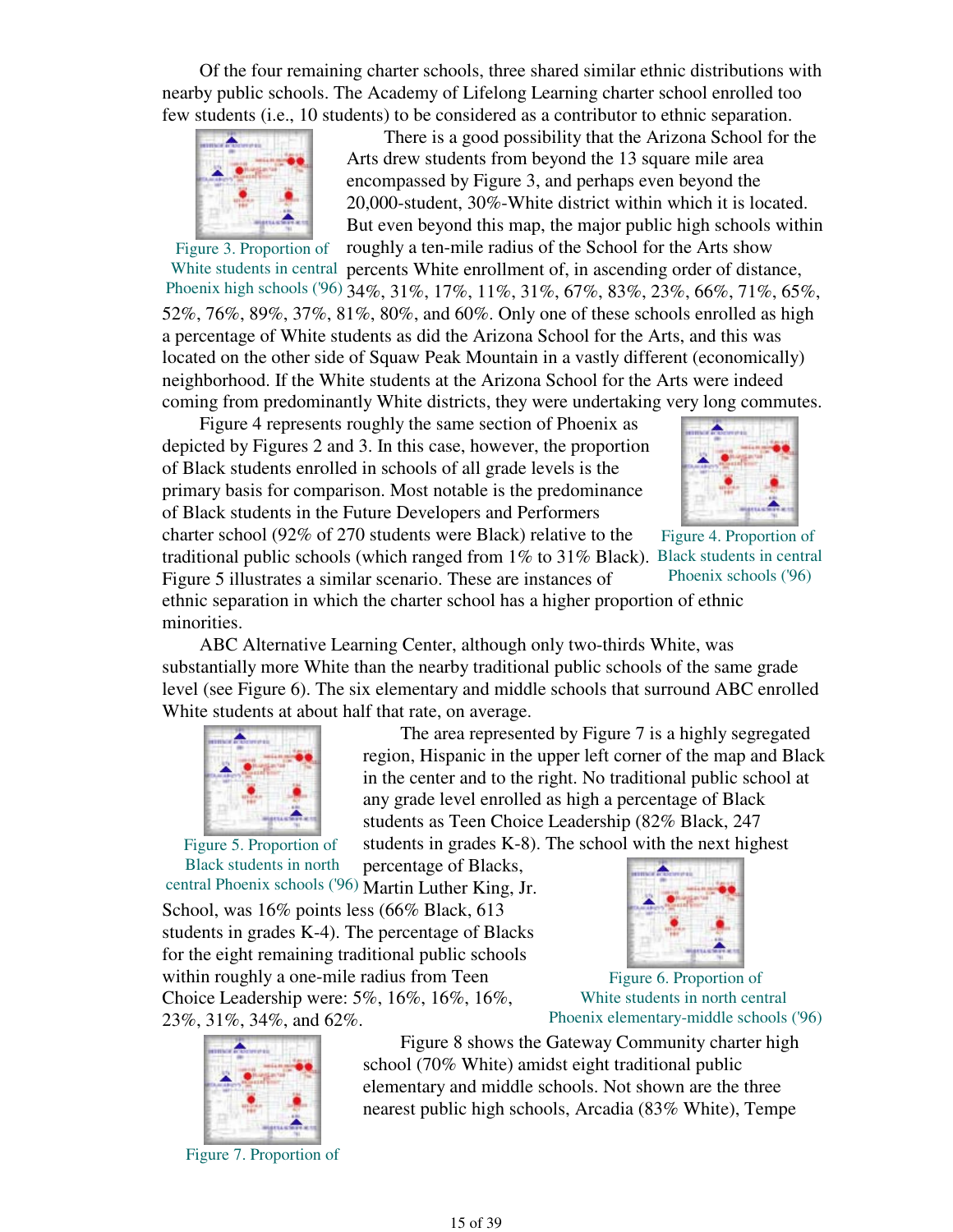Of the four remaining charter schools, three shared similar ethnic distributions with nearby public schools. The Academy of Lifelong Learning charter school enrolled too few students (i.e., 10 students) to be considered as a contributor to ethnic separation.

Figure 3. Proportion of White students in central Phoenix high schools ('96)

There is a good possibility that the Arizona School for the Arts drew students from beyond the 13 square mile area encompassed by Figure 3, and perhaps even beyond the 20,000-student, 30%-White district within which it is located. But even beyond this map, the major public high schools within roughly a ten-mile radius of the School for the Arts show percents White enrollment of, in ascending order of distance, 34%, 31%, 17%, 11%, 31%, 67%, 83%, 23%, 66%, 71%, 65%, 52%, 76%, 89%, 37%, 81%, 80%, and 60%. Only one of these schools enrolled as high a percentage of White students as did the Arizona School for the Arts, and this was located on the other side of Squaw Peak Mountain in a vastly different (economically) neighborhood. If the White students at the Arizona School for the Arts were indeed coming from predominantly White districts, they were undertaking very long commutes.

Figure 4 represents roughly the same section of Phoenix as depicted by Figures 2 and 3. In this case, however, the proportion of Black students enrolled in schools of all grade levels is the primary basis for comparison. Most notable is the predominance of Black students in the Future Developers and Performers charter school (92% of 270 students were Black) relative to the traditional public schools (which ranged from 1% to 31% Black). Figure 5 illustrates a similar scenario. These are instances of ethnic separation in which the charter school has a higher proportion of ethnic minorities.

Figure 4. Proportion of Black students in central Phoenix schools ('96)

ABC Alternative Learning Center, although only two-thirds White, was substantially more White than the nearby traditional public schools of the same grade level (see Figure 6). The six elementary and middle schools that surround ABC enrolled White students at about half that rate, on average.

Figure 5. Proportion of Black students in north central Phoenix schools ('96)

The area represented by Figure 7 is a highly segregated region, Hispanic in the upper left corner of the map and Black in the center and to the right. No traditional public school at any grade level enrolled as high a percentage of Black students as Teen Choice Leadership (82% Black, 247 students in grades K-8). The school with the next highest percentage of Blacks, Martin Luther King, Jr. School, was 16% points less (66% Black, 613 students in grades K-4). The percentage of Blacks for the eight remaining traditional public schools within roughly a one-mile radius from Teen Choice Leadership were: 5%, 16%, 16%, 16%, 23%, 31%, 34%, and 62%.

Figure 6. Proportion of White students in north central Phoenix elementary-middle schools ('96)

Figure 7. Proportion of

Figure 8 shows the Gateway Community charter high school (70% White) amidst eight traditional public elementary and middle schools. Not shown are the three nearest public high schools, Arcadia (83% White), Tempe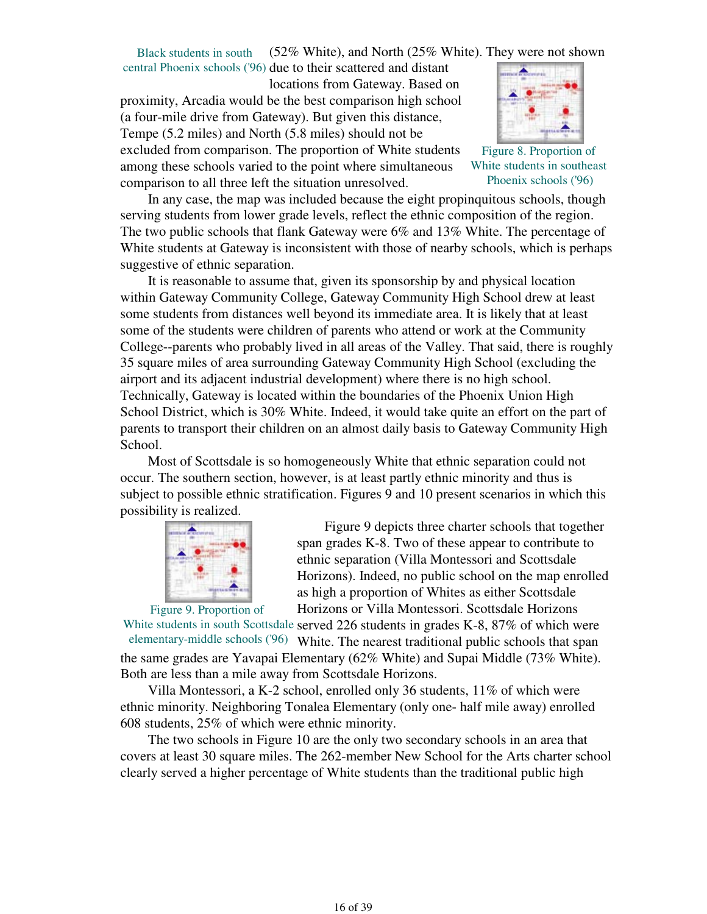Black students in south central Phoenix schools ('96)

(52% White), and North (25% White). They were not shown due to their scattered and distant locations from Gateway. Based on proximity, Arcadia would be the best comparison high school (a four-mile drive from Gateway). But given this distance, Tempe (5.2 miles) and North (5.8 miles) should not be excluded from comparison. The proportion of White students among these schools varied to the point where simultaneous comparison to all three left the situation unresolved.

Figure 8. Proportion of White students in southeast Phoenix schools ('96)

In any case, the map was included because the eight propinquitous schools, though serving students from lower grade levels, reflect the ethnic composition of the region. The two public schools that flank Gateway were 6% and 13% White. The percentage of White students at Gateway is inconsistent with those of nearby schools, which is perhaps suggestive of ethnic separation.

It is reasonable to assume that, given its sponsorship by and physical location within Gateway Community College, Gateway Community High School drew at least some students from distances well beyond its immediate area. It is likely that at least some of the students were children of parents who attend or work at the Community College--parents who probably lived in all areas of the Valley. That said, there is roughly 35 square miles of area surrounding Gateway Community High School (excluding the airport and its adjacent industrial development) where there is no high school. Technically, Gateway is located within the boundaries of the Phoenix Union High School District, which is 30% White. Indeed, it would take quite an effort on the part of parents to transport their children on an almost daily basis to Gateway Community High School.

Most of Scottsdale is so homogeneously White that ethnic separation could not occur. The southern section, however, is at least partly ethnic minority and thus is subject to possible ethnic stratification. Figures 9 and 10 present scenarios in which this possibility is realized.

Figure 9. Proportion of White students in south Scottsdale elementary-middle schools ('96)

Figure 9 depicts three charter schools that together span grades K-8. Two of these appear to contribute to ethnic separation (Villa Montessori and Scottsdale Horizons). Indeed, no public school on the map enrolled as high a proportion of Whites as either Scottsdale Horizons or Villa Montessori. Scottsdale Horizons served 226 students in grades K-8, 87% of which were White. The nearest traditional public schools that span the same grades are Yavapai Elementary (62% White) and Supai Middle (73% White). Both are less than a mile away from Scottsdale Horizons.

Villa Montessori, a K-2 school, enrolled only 36 students, 11% of which were ethnic minority. Neighboring Tonalea Elementary (only one- half mile away) enrolled 608 students, 25% of which were ethnic minority.

The two schools in Figure 10 are the only two secondary schools in an area that covers at least 30 square miles. The 262-member New School for the Arts charter school clearly served a higher percentage of White students than the traditional public high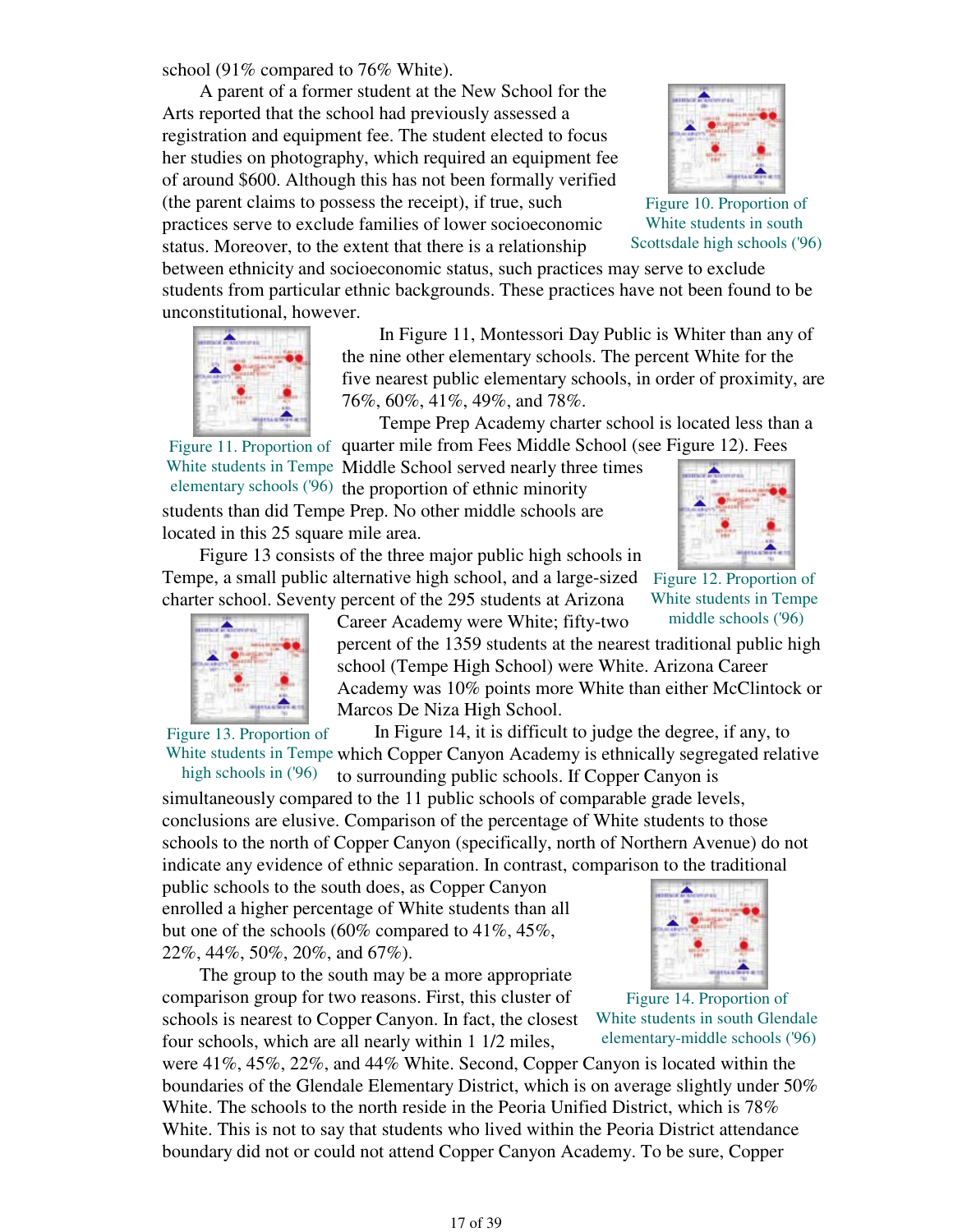school (91% compared to 76% White).

A parent of a former student at the New School for the Arts reported that the school had previously assessed a registration and equipment fee. The student elected to focus her studies on photography, which required an equipment fee of around $600. Although this has not been formally verified (the parent claims to possess the receipt), if true, such practices serve to exclude families of lower socioeconomic status. Moreover, to the extent that there is a relationship between ethnicity and socioeconomic status, such practices may serve to exclude students from particular ethnic backgrounds. These practices have not been found to be unconstitutional, however.

Figure 10. Proportion of White students in south Scottsdale high schools ('96)

In Figure 11, Montessori Day Public is Whiter than any of the nine other elementary schools. The percent White for the five nearest public elementary schools, in order of proximity, are 76%, 60%, 41%, 49%, and 78%.

Figure 11. Proportion of White students in Tempe elementary schools ('96)

Tempe Prep Academy charter school is located less than a quarter mile from Fees Middle School (see Figure 12). Fees Middle School served nearly three times the proportion of ethnic minority students than did Tempe Prep. No other middle schools are located in this 25 square mile area.

Figure 12. Proportion of White students in Tempe middle schools ('96)

Figure 13 consists of the three major public high schools in Tempe, a small public alternative high school, and a large-sized charter school. Seventy percent of the 295 students at Arizona Career Academy were White; fifty-two percent of the 1359 students at the nearest traditional public high school (Tempe High School) were White. Arizona Career Academy was 10% points more White than either McClintock or Marcos De Niza High School.

Figure 13. Proportion of White students in Tempe high schools in ('96)

In Figure 14, it is difficult to judge the degree, if any, to which Copper Canyon Academy is ethnically segregated relative to surrounding public schools. If Copper Canyon is simultaneously compared to the 11 public schools of comparable grade levels, conclusions are elusive. Comparison of the percentage of White students to those schools to the north of Copper Canyon (specifically, north of Northern Avenue) do not indicate any evidence of ethnic separation. In contrast, comparison to the traditional public schools to the south does, as Copper Canyon enrolled a higher percentage of White students than all but one of the schools (60% compared to 41%, 45%, 22%, 44%, 50%, 20%, and 67%).

Figure 14. Proportion of White students in south Glendale elementary-middle schools ('96)

The group to the south may be a more appropriate comparison group for two reasons. First, this cluster of schools is nearest to Copper Canyon. In fact, the closest four schools, which are all nearly within 1 1/2 miles, were 41%, 45%, 22%, and 44% White. Second, Copper Canyon is located within the boundaries of the Glendale Elementary District, which is on average slightly under 50% White. The schools to the north reside in the Peoria Unified District, which is 78% White. This is not to say that students who lived within the Peoria District attendance boundary did not or could not attend Copper Canyon Academy. To be sure, Copper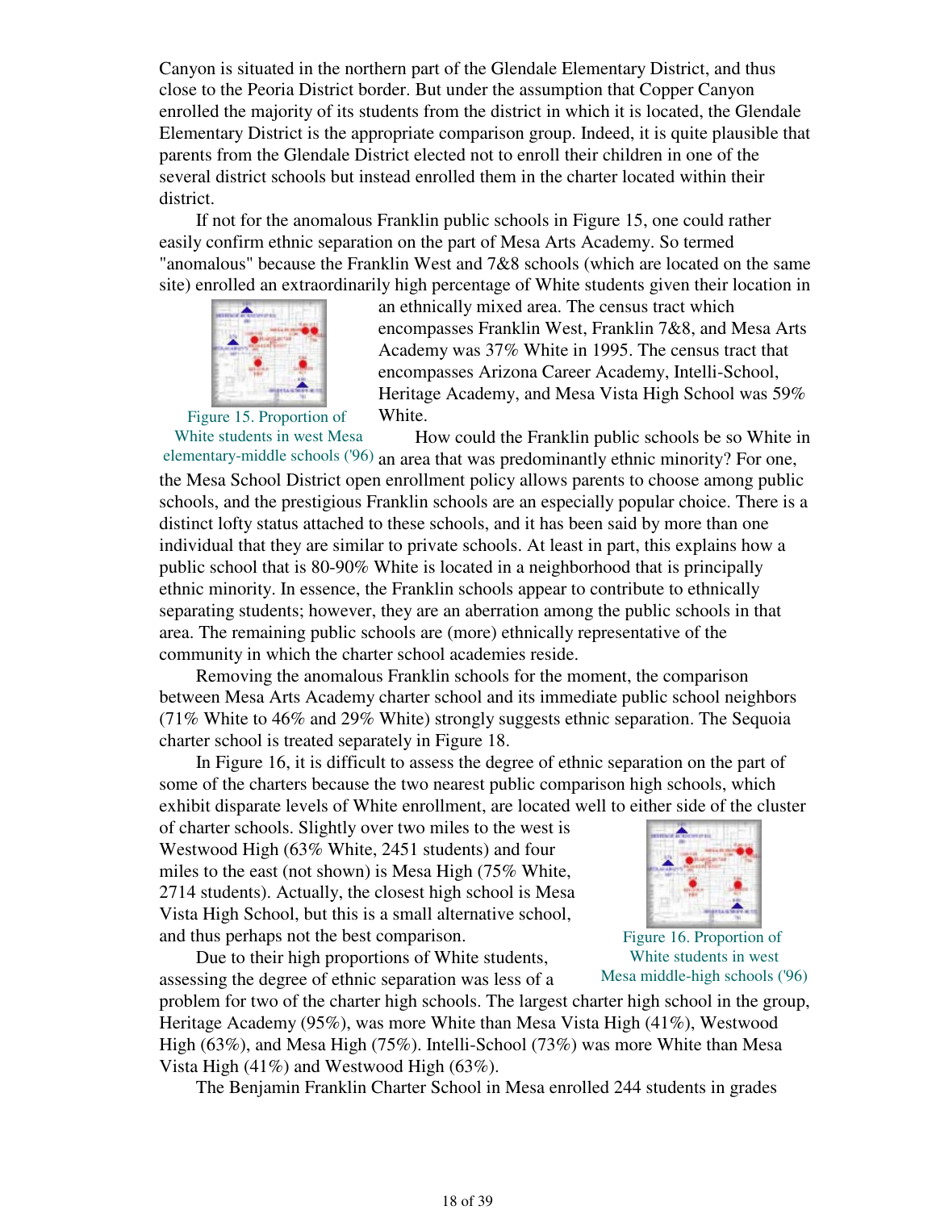Canyon is situated in the northern part of the Glendale Elementary District, and thus close to the Peoria District border. But under the assumption that Copper Canyon enrolled the majority of its students from the district in which it is located, the Glendale Elementary District is the appropriate comparison group. Indeed, it is quite plausible that parents from the Glendale District elected not to enroll their children in one of the several district schools but instead enrolled them in the charter located within their district.

If not for the anomalous Franklin public schools in Figure 15, one could rather easily confirm ethnic separation on the part of Mesa Arts Academy. So termed "anomalous" because the Franklin West and 7&8 schools (which are located on the same site) enrolled an extraordinarily high percentage of White students given their location in an ethnically mixed area. The census tract which encompasses Franklin West, Franklin 7&8, and Mesa Arts Academy was 37% White in 1995. The census tract that encompasses Arizona Career Academy, Intelli-School, Heritage Academy, and Mesa Vista High School was 59% White.

Figure 15. Proportion of White students in west Mesa elementary-middle schools ('96)

How could the Franklin public schools be so White in an area that was predominantly ethnic minority? For one, the Mesa School District open enrollment policy allows parents to choose among public schools, and the prestigious Franklin schools are an especially popular choice. There is a distinct lofty status attached to these schools, and it has been said by more than one individual that they are similar to private schools. At least in part, this explains how a public school that is 80-90% White is located in a neighborhood that is principally ethnic minority. In essence, the Franklin schools appear to contribute to ethnically separating students; however, they are an aberration among the public schools in that area. The remaining public schools are (more) ethnically representative of the community in which the charter school academies reside.

Removing the anomalous Franklin schools for the moment, the comparison between Mesa Arts Academy charter school and its immediate public school neighbors (71% White to 46% and 29% White) strongly suggests ethnic separation. The Sequoia charter school is treated separately in Figure 18.

In Figure 16, it is difficult to assess the degree of ethnic separation on the part of some of the charters because the two nearest public comparison high schools, which exhibit disparate levels of White enrollment, are located well to either side of the cluster of charter schools. Slightly over two miles to the west is Westwood High (63% White, 2451 students) and four miles to the east (not shown) is Mesa High (75% White, 2714 students). Actually, the closest high school is Mesa Vista High School, but this is a small alternative school, and thus perhaps not the best comparison.

Figure 16. Proportion of White students in west Mesa middle-high schools ('96)

Due to their high proportions of White students, assessing the degree of ethnic separation was less of a problem for two of the charter high schools. The largest charter high school in the group, Heritage Academy (95%), was more White than Mesa Vista High (41%), Westwood High (63%), and Mesa High (75%). Intelli-School (73%) was more White than Mesa Vista High (41%) and Westwood High (63%).

The Benjamin Franklin Charter School in Mesa enrolled 244 students in grades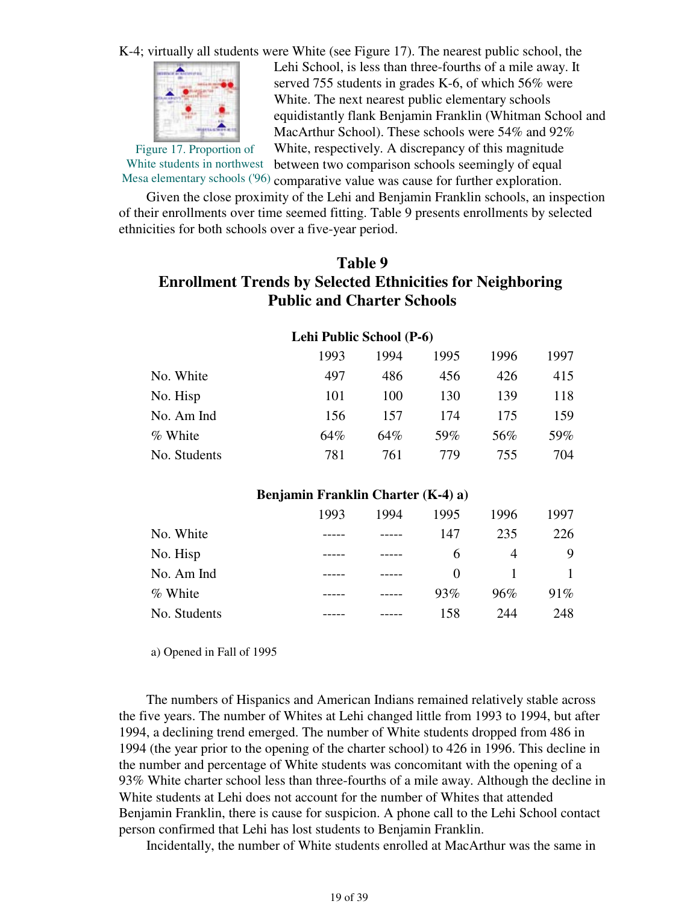K-4; virtually all students were White (see Figure 17). The nearest public school, the Lehi School, is less than three-fourths of a mile away. It served 755 students in grades K-6, of which 56% were White. The next nearest public elementary schools equidistantly flank Benjamin Franklin (Whitman School and MacArthur School). These schools were 54% and 92% White, respectively. A discrepancy of this magnitude between two comparison schools seemingly of equal comparative value was cause for further exploration.

Figure 17. Proportion of White students in northwest Mesa elementary schools ('96)

Given the close proximity of the Lehi and Benjamin Franklin schools, an inspection of their enrollments over time seemed fitting. Table 9 presents enrollments by selected ethnicities for both schools over a five-year period.

## Table 9
## Enrollment Trends by Selected Ethnicities for Neighboring Public and Charter Schools

**Lehi Public School (P-6)**

| | 1993 | 1994 | 1995 | 1996 | 1997 |
|---|---|---|---|---|---|
| No. White | 497 | 486 | 456 | 426 | 415 |
| No. Hisp | 101 | 100 | 130 | 139 | 118 |
| No. Am Ind | 156 | 157 | 174 | 175 | 159 |
| % White | 64% | 64% | 59% | 56% | 59% |
| No. Students | 781 | 761 | 779 | 755 | 704 |

**Benjamin Franklin Charter (K-4) a)**

| | 1993 | 1994 | 1995 | 1996 | 1997 |
|---|---|---|---|---|---|
| No. White | ----- | ----- | 147 | 235 | 226 |
| No. Hisp | ----- | ----- | 6 | 4 | 9 |
| No. Am Ind | ----- | ----- | 0 | 1 | 1 |
| % White | ----- | ----- | 93% | 96% | 91% |
| No. Students | ----- | ----- | 158 | 244 | 248 |

a) Opened in Fall of 1995

The numbers of Hispanics and American Indians remained relatively stable across the five years. The number of Whites at Lehi changed little from 1993 to 1994, but after 1994, a declining trend emerged. The number of White students dropped from 486 in 1994 (the year prior to the opening of the charter school) to 426 in 1996. This decline in the number and percentage of White students was concomitant with the opening of a 93% White charter school less than three-fourths of a mile away. Although the decline in White students at Lehi does not account for the number of Whites that attended Benjamin Franklin, there is cause for suspicion. A phone call to the Lehi School contact person confirmed that Lehi has lost students to Benjamin Franklin.

Incidentally, the number of White students enrolled at MacArthur was the same in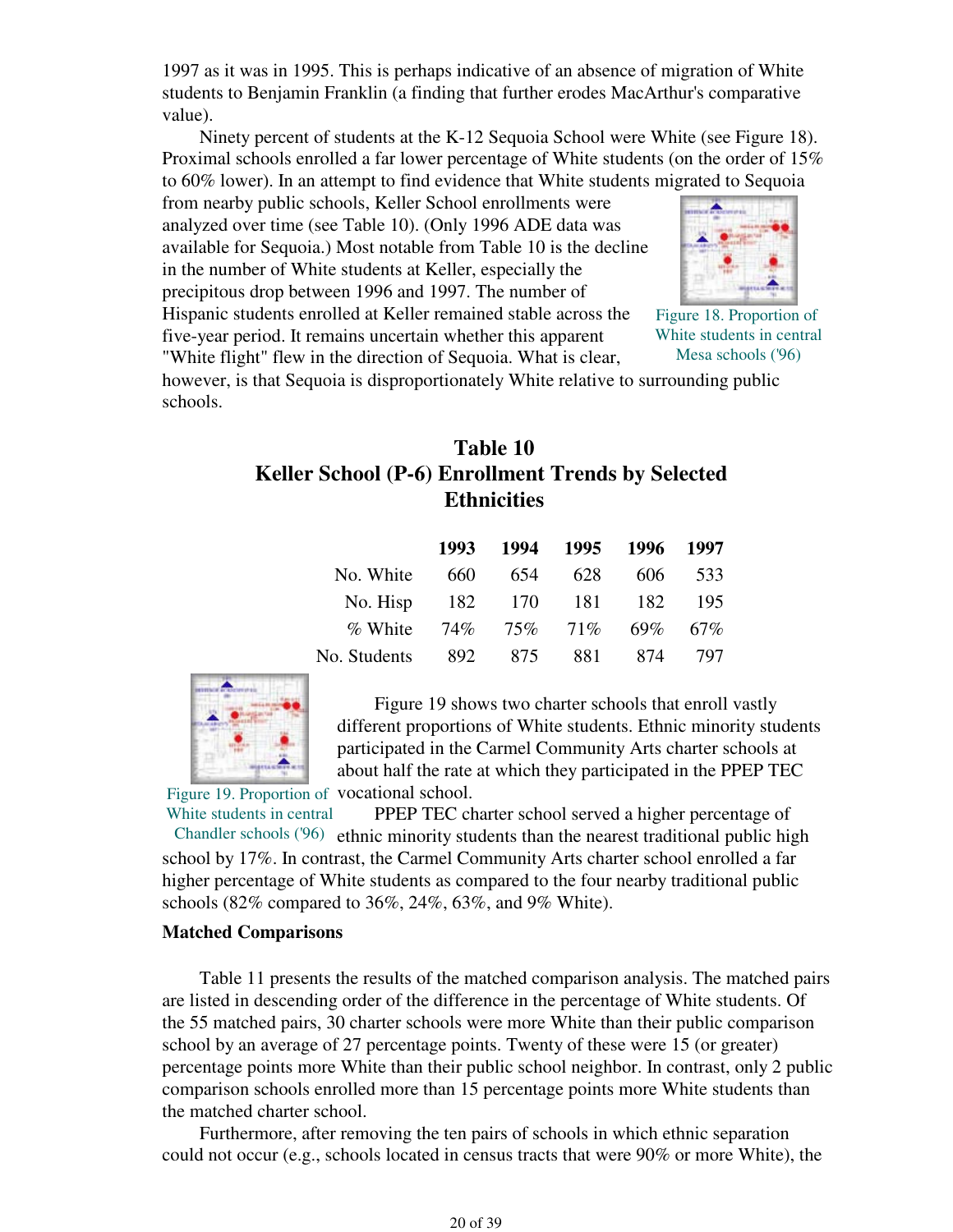1997 as it was in 1995. This is perhaps indicative of an absence of migration of White students to Benjamin Franklin (a finding that further erodes MacArthur's comparative value).

Ninety percent of students at the K-12 Sequoia School were White (see Figure 18). Proximal schools enrolled a far lower percentage of White students (on the order of 15% to 60% lower). In an attempt to find evidence that White students migrated to Sequoia from nearby public schools, Keller School enrollments were analyzed over time (see Table 10). (Only 1996 ADE data was available for Sequoia.) Most notable from Table 10 is the decline in the number of White students at Keller, especially the precipitous drop between 1996 and 1997. The number of Hispanic students enrolled at Keller remained stable across the five-year period. It remains uncertain whether this apparent "White flight" flew in the direction of Sequoia. What is clear, however, is that Sequoia is disproportionately White relative to surrounding public schools.

Figure 18. Proportion of White students in central Mesa schools ('96)

## Table 10
## Keller School (P-6) Enrollment Trends by Selected Ethnicities

| | 1993 | 1994 | 1995 | 1996 | 1997 |
|---|---|---|---|---|---|
| No. White | 660 | 654 | 628 | 606 | 533 |
| No. Hisp | 182 | 170 | 181 | 182 | 195 |
| % White | 74% | 75% | 71% | 69% | 67% |
| No. Students | 892 | 875 | 881 | 874 | 797 |

Figure 19. Proportion of White students in central Chandler schools ('96)

Figure 19 shows two charter schools that enroll vastly different proportions of White students. Ethnic minority students participated in the Carmel Community Arts charter schools at about half the rate at which they participated in the PPEP TEC vocational school.

PPEP TEC charter school served a higher percentage of ethnic minority students than the nearest traditional public high school by 17%. In contrast, the Carmel Community Arts charter school enrolled a far higher percentage of White students as compared to the four nearby traditional public schools (82% compared to 36%, 24%, 63%, and 9% White).

**Matched Comparisons**

Table 11 presents the results of the matched comparison analysis. The matched pairs are listed in descending order of the difference in the percentage of White students. Of the 55 matched pairs, 30 charter schools were more White than their public comparison school by an average of 27 percentage points. Twenty of these were 15 (or greater) percentage points more White than their public school neighbor. In contrast, only 2 public comparison schools enrolled more than 15 percentage points more White students than the matched charter school.

Furthermore, after removing the ten pairs of schools in which ethnic separation could not occur (e.g., schools located in census tracts that were 90% or more White), the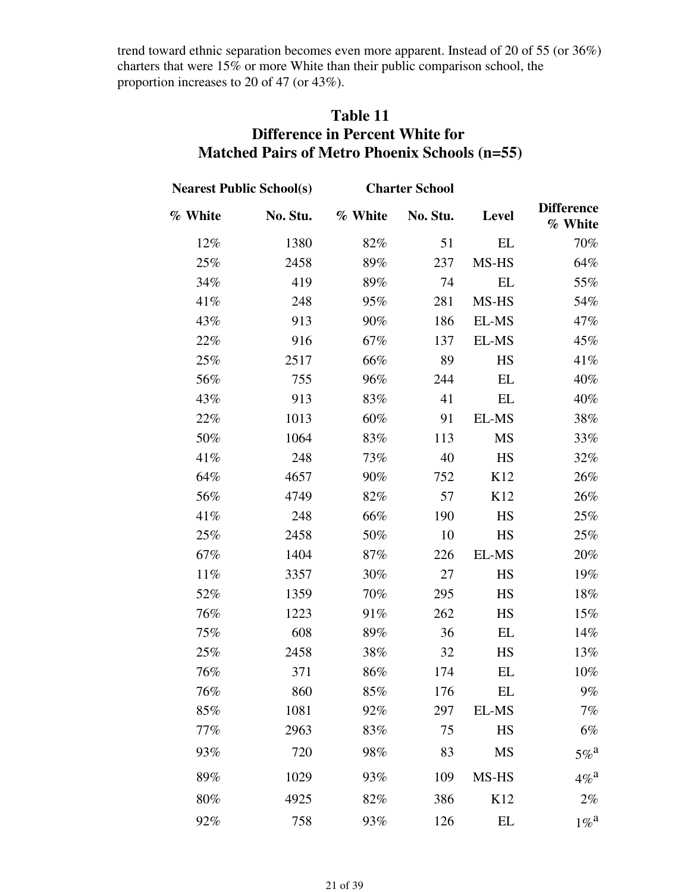trend toward ethnic separation becomes even more apparent. Instead of 20 of 55 (or 36%) charters that were 15% or more White than their public comparison school, the proportion increases to 20 of 47 (or 43%).

## Table 11
## Difference in Percent White for Matched Pairs of Metro Phoenix Schools (n=55)

| Nearest Public School(s) | | Charter School | | | |
|---|---|---|---|---|---|
| % White | No. Stu. | % White | No. Stu. | Level | Difference % White |
| 12% | 1380 | 82% | 51 | EL | 70% |
| 25% | 2458 | 89% | 237 | MS-HS | 64% |
| 34% | 419 | 89% | 74 | EL | 55% |
| 41% | 248 | 95% | 281 | MS-HS | 54% |
| 43% | 913 | 90% | 186 | EL-MS | 47% |
| 22% | 916 | 67% | 137 | EL-MS | 45% |
| 25% | 2517 | 66% | 89 | HS | 41% |
| 56% | 755 | 96% | 244 | EL | 40% |
| 43% | 913 | 83% | 41 | EL | 40% |
| 22% | 1013 | 60% | 91 | EL-MS | 38% |
| 50% | 1064 | 83% | 113 | MS | 33% |
| 41% | 248 | 73% | 40 | HS | 32% |
| 64% | 4657 | 90% | 752 | K12 | 26% |
| 56% | 4749 | 82% | 57 | K12 | 26% |
| 41% | 248 | 66% | 190 | HS | 25% |
| 25% | 2458 | 50% | 10 | HS | 25% |
| 67% | 1404 | 87% | 226 | EL-MS | 20% |
| 11% | 3357 | 30% | 27 | HS | 19% |
| 52% | 1359 | 70% | 295 | HS | 18% |
| 76% | 1223 | 91% | 262 | HS | 15% |
| 75% | 608 | 89% | 36 | EL | 14% |
| 25% | 2458 | 38% | 32 | HS | 13% |
| 76% | 371 | 86% | 174 | EL | 10% |
| 76% | 860 | 85% | 176 | EL | 9% |
| 85% | 1081 | 92% | 297 | EL-MS | 7% |
| 77% | 2963 | 83% | 75 | HS | 6% |
| 93% | 720 | 98% | 83 | MS | 5%[a] |
| 89% | 1029 | 93% | 109 | MS-HS | 4%[a] |
| 80% | 4925 | 82% | 386 | K12 | 2% |
| 92% | 758 | 93% | 126 | EL | 1%[a] |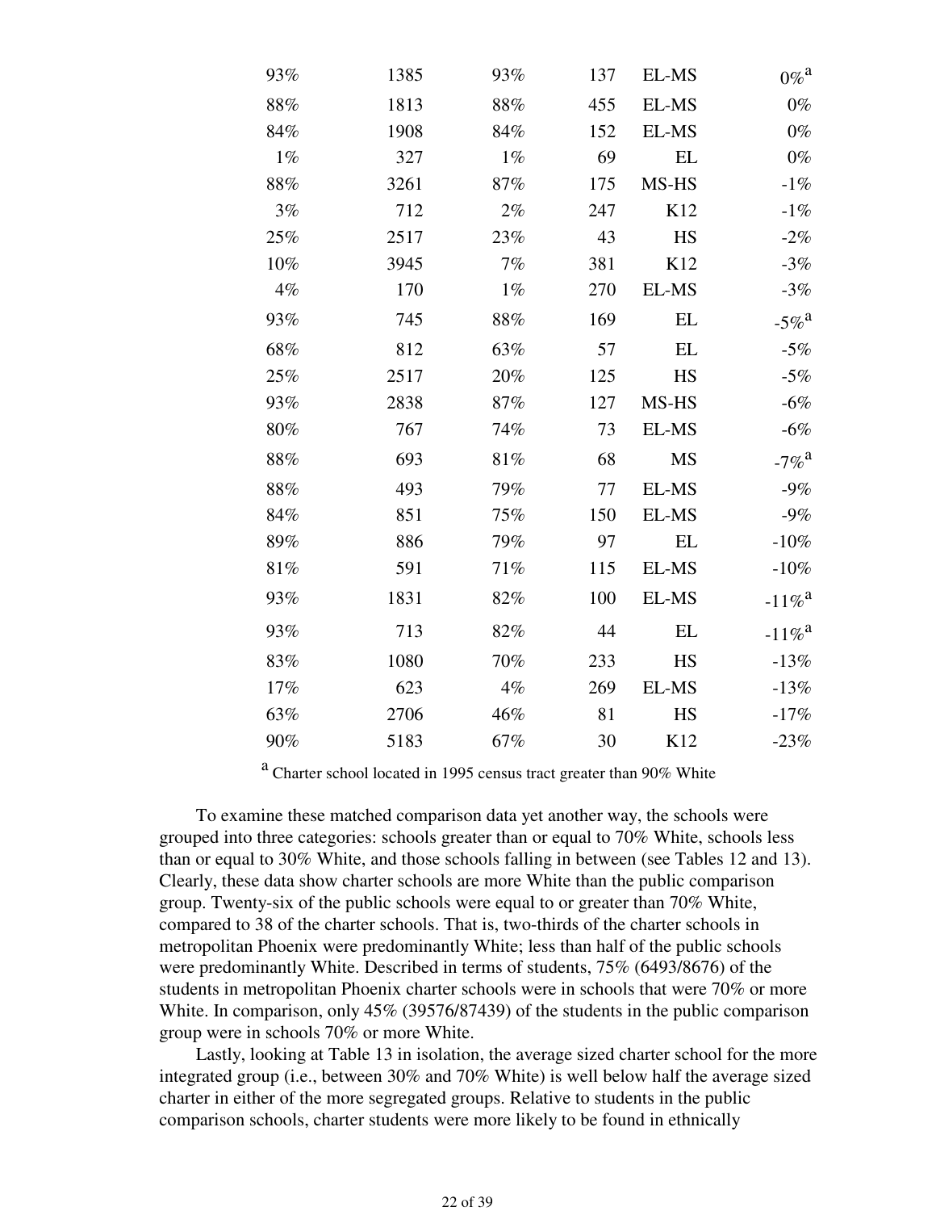| | | | | | |
|---|---|---|---|---|---|
| 93% | 1385 | 93% | 137 | EL-MS | 0% [a] |
| 88% | 1813 | 88% | 455 | EL-MS | 0% |
| 84% | 1908 | 84% | 152 | EL-MS | 0% |
| 1% | 327 | 1% | 69 | EL | 0% |
| 88% | 3261 | 87% | 175 | MS-HS | -1% |
| 3% | 712 | 2% | 247 | K12 | -1% |
| 25% | 2517 | 23% | 43 | HS | -2% |
| 10% | 3945 | 7% | 381 | K12 | -3% |
| 4% | 170 | 1% | 270 | EL-MS | -3% |
| 93% | 745 | 88% | 169 | EL | -5% [a] |
| 68% | 812 | 63% | 57 | EL | -5% |
| 25% | 2517 | 20% | 125 | HS | -5% |
| 93% | 2838 | 87% | 127 | MS-HS | -6% |
| 80% | 767 | 74% | 73 | EL-MS | -6% |
| 88% | 693 | 81% | 68 | MS | -7% [a] |
| 88% | 493 | 79% | 77 | EL-MS | -9% |
| 84% | 851 | 75% | 150 | EL-MS | -9% |
| 89% | 886 | 79% | 97 | EL | -10% |
| 81% | 591 | 71% | 115 | EL-MS | -10% |
| 93% | 1831 | 82% | 100 | EL-MS | -11% [a] |
| 93% | 713 | 82% | 44 | EL | -11% [a] |
| 83% | 1080 | 70% | 233 | HS | -13% |
| 17% | 623 | 4% | 269 | EL-MS | -13% |
| 63% | 2706 | 46% | 81 | HS | -17% |
| 90% | 5183 | 67% | 30 | K12 | -23% |

[a] Charter school located in 1995 census tract greater than 90% White

To examine these matched comparison data yet another way, the schools were grouped into three categories: schools greater than or equal to 70% White, schools less than or equal to 30% White, and those schools falling in between (see Tables 12 and 13). Clearly, these data show charter schools are more White than the public comparison group. Twenty-six of the public schools were equal to or greater than 70% White, compared to 38 of the charter schools. That is, two-thirds of the charter schools in metropolitan Phoenix were predominantly White; less than half of the public schools were predominantly White. Described in terms of students, 75% (6493/8676) of the students in metropolitan Phoenix charter schools were in schools that were 70% or more White. In comparison, only 45% (39576/87439) of the students in the public comparison group were in schools 70% or more White.

Lastly, looking at Table 13 in isolation, the average sized charter school for the more integrated group (i.e., between 30% and 70% White) is well below half the average sized charter in either of the more segregated groups. Relative to students in the public comparison schools, charter students were more likely to be found in ethnically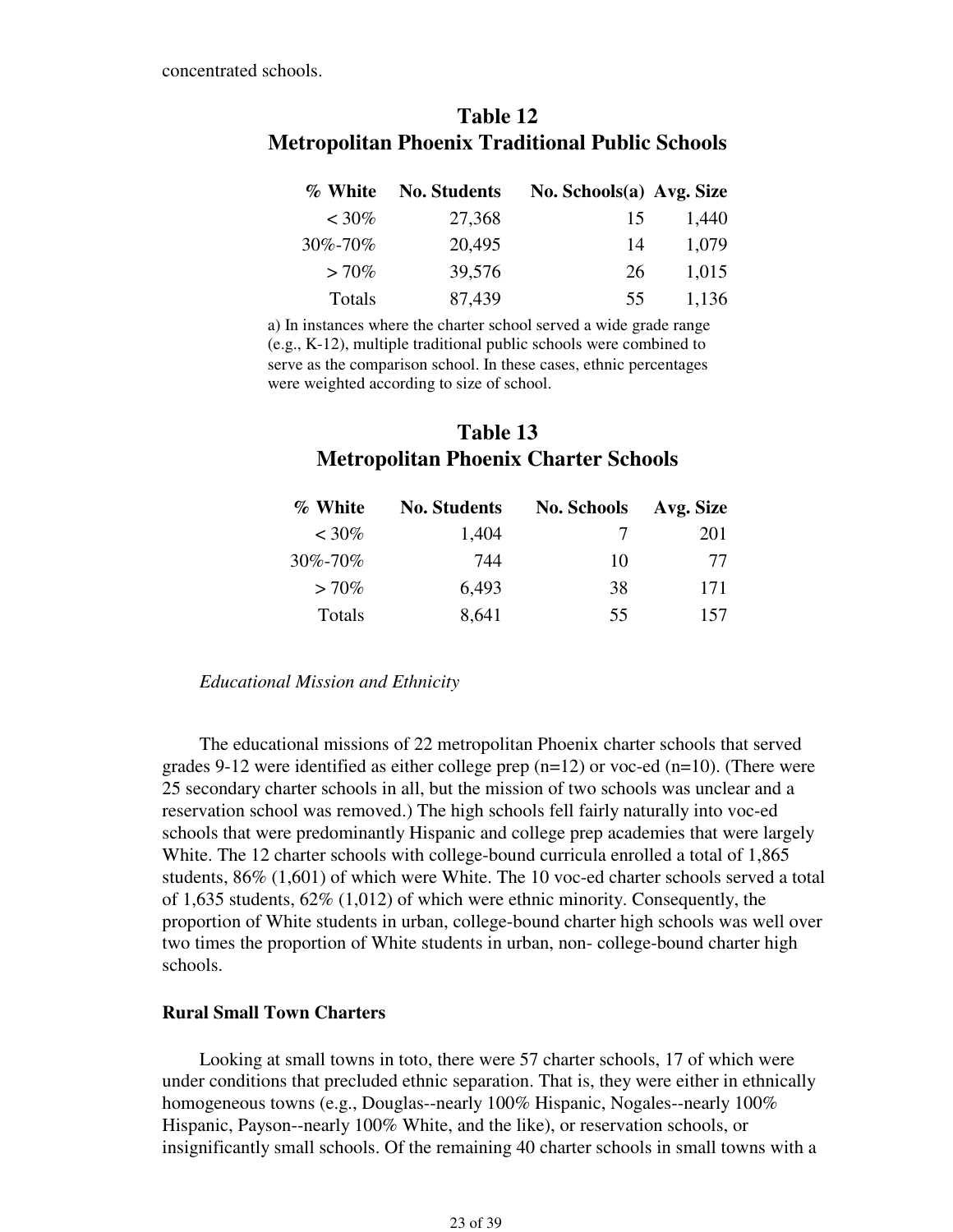concentrated schools.

## Table 12
## Metropolitan Phoenix Traditional Public Schools

| % White | No. Students | No. Schools(a) | Avg. Size |
|---|---|---|---|
| < 30% | 27,368 | 15 | 1,440 |
| 30%-70% | 20,495 | 14 | 1,079 |
| > 70% | 39,576 | 26 | 1,015 |
| Totals | 87,439 | 55 | 1,136 |

a) In instances where the charter school served a wide grade range (e.g., K-12), multiple traditional public schools were combined to serve as the comparison school. In these cases, ethnic percentages were weighted according to size of school.

## Table 13
## Metropolitan Phoenix Charter Schools

| % White | No. Students | No. Schools | Avg. Size |
|---|---|---|---|
| < 30% | 1,404 | 7 | 201 |
| 30%-70% | 744 | 10 | 77 |
| > 70% | 6,493 | 38 | 171 |
| Totals | 8,641 | 55 | 157 |

*Educational Mission and Ethnicity*

The educational missions of 22 metropolitan Phoenix charter schools that served grades 9-12 were identified as either college prep (n=12) or voc-ed (n=10). (There were 25 secondary charter schools in all, but the mission of two schools was unclear and a reservation school was removed.) The high schools fell fairly naturally into voc-ed schools that were predominantly Hispanic and college prep academies that were largely White. The 12 charter schools with college-bound curricula enrolled a total of 1,865 students, 86% (1,601) of which were White. The 10 voc-ed charter schools served a total of 1,635 students, 62% (1,012) of which were ethnic minority. Consequently, the proportion of White students in urban, college-bound charter high schools was well over two times the proportion of White students in urban, non- college-bound charter high schools.

**Rural Small Town Charters**

Looking at small towns in toto, there were 57 charter schools, 17 of which were under conditions that precluded ethnic separation. That is, they were either in ethnically homogeneous towns (e.g., Douglas--nearly 100% Hispanic, Nogales--nearly 100% Hispanic, Payson--nearly 100% White, and the like), or reservation schools, or insignificantly small schools. Of the remaining 40 charter schools in small towns with a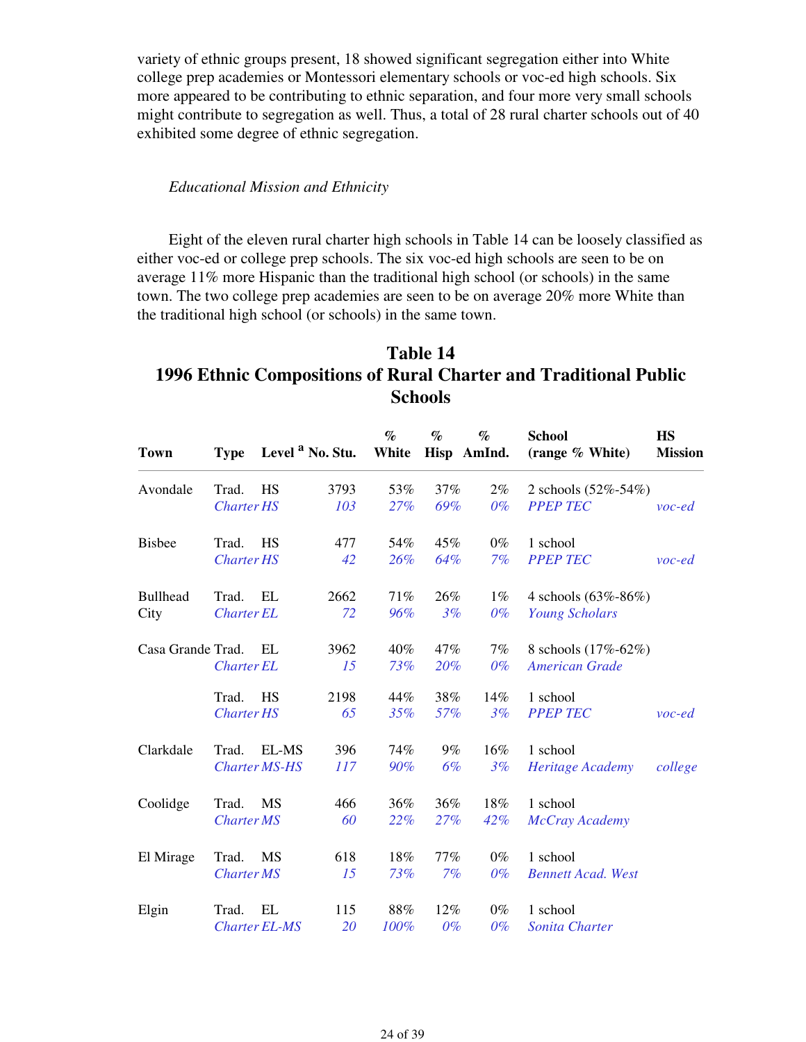variety of ethnic groups present, 18 showed significant segregation either into White college prep academies or Montessori elementary schools or voc-ed high schools. Six more appeared to be contributing to ethnic separation, and four more very small schools might contribute to segregation as well. Thus, a total of 28 rural charter schools out of 40 exhibited some degree of ethnic segregation.

*Educational Mission and Ethnicity*

Eight of the eleven rural charter high schools in Table 14 can be loosely classified as either voc-ed or college prep schools. The six voc-ed high schools are seen to be on average 11% more Hispanic than the traditional high school (or schools) in the same town. The two college prep academies are seen to be on average 20% more White than the traditional high school (or schools) in the same town.

## Table 14
## 1996 Ethnic Compositions of Rural Charter and Traditional Public Schools

| Town | Type | Level [a] | No. Stu. | % White | % Hisp | % AmInd. | School (range % White) | HS Mission |
|---|---|---|---|---|---|---|---|---|
| Avondale | Trad. | HS | 3793 | 53% | 37% | 2% | 2 schools (52%-54%) | |
| | *Charter* | *HS* | *103* | *27%* | *69%* | *0%* | *PPEP TEC* | *voc-ed* |
| Bisbee | Trad. | HS | 477 | 54% | 45% | 0% | 1 school | |
| | *Charter* | *HS* | *42* | *26%* | *64%* | *7%* | *PPEP TEC* | *voc-ed* |
| Bullhead City | Trad. | EL | 2662 | 71% | 26% | 1% | 4 schools (63%-86%) | |
| | *Charter* | *EL* | *72* | *96%* | *3%* | *0%* | *Young Scholars* | |
| Casa Grande | Trad. | EL | 3962 | 40% | 47% | 7% | 8 schools (17%-62%) | |
| | *Charter* | *EL* | *15* | *73%* | *20%* | *0%* | *American Grade* | |
| | Trad. | HS | 2198 | 44% | 38% | 14% | 1 school | |
| | *Charter* | *HS* | *65* | *35%* | *57%* | *3%* | *PPEP TEC* | *voc-ed* |
| Clarkdale | Trad. | EL-MS | 396 | 74% | 9% | 16% | 1 school | |
| | *Charter* | *MS-HS* | *117* | *90%* | *6%* | *3%* | *Heritage Academy* | *college* |
| Coolidge | Trad. | MS | 466 | 36% | 36% | 18% | 1 school | |
| | *Charter* | *MS* | *60* | *22%* | *27%* | *42%* | *McCray Academy* | |
| El Mirage | Trad. | MS | 618 | 18% | 77% | 0% | 1 school | |
| | *Charter* | *MS* | *15* | *73%* | *7%* | *0%* | *Bennett Acad. West* | |
| Elgin | Trad. | EL | 115 | 88% | 12% | 0% | 1 school | |
| | *Charter* | *EL-MS* | *20* | *100%* | *0%* | *0%* | *Sonita Charter* | |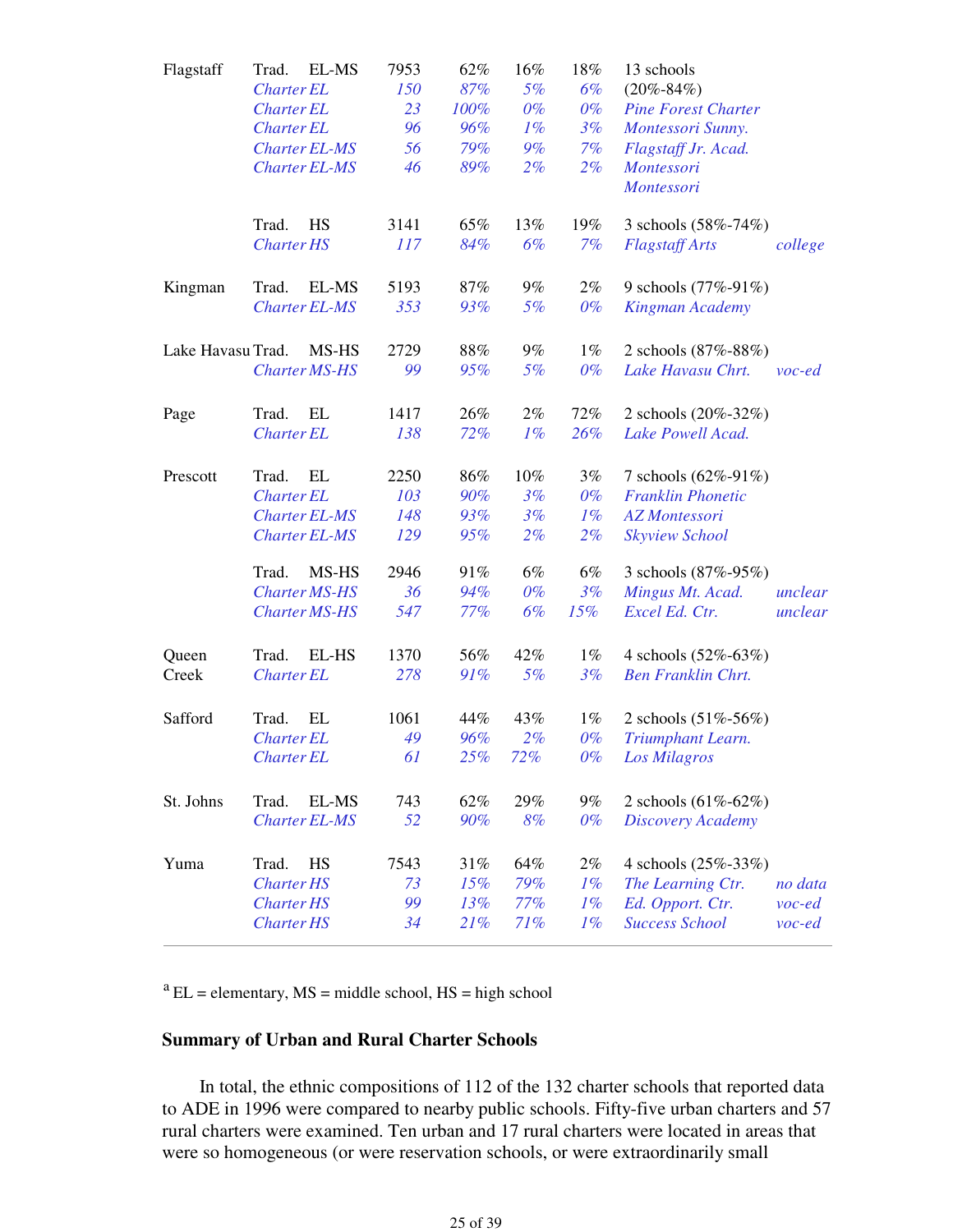| | | | | | | | | |
|---|---|---|---|---|---|---|---|---|
| Flagstaff | Trad. EL-MS | 7953 | 62% | 16% | 18% | 13 schools | |
| | *Charter EL* | *150* | *87%* | *5%* | *6%* | (20%-84%) | |
| | *Charter EL* | *23* | *100%* | *0%* | *0%* | *Pine Forest Charter* | |
| | *Charter EL* | *96* | *96%* | *1%* | *3%* | *Montessori Sunny.* | |
| | *Charter EL-MS* | *56* | *79%* | *9%* | *7%* | *Flagstaff Jr. Acad.* | |
| | *Charter EL-MS* | *46* | *89%* | *2%* | *2%* | *Montessori* | |
| | | | | | | *Montessori* | |
| | Trad. HS | 3141 | 65% | 13% | 19% | 3 schools (58%-74%) | |
| | *Charter HS* | *117* | *84%* | *6%* | *7%* | *Flagstaff Arts* | *college* |
| Kingman | Trad. EL-MS | 5193 | 87% | 9% | 2% | 9 schools (77%-91%) | |
| | *Charter EL-MS* | *353* | *93%* | *5%* | *0%* | *Kingman Academy* | |
| Lake Havasu | Trad. MS-HS | 2729 | 88% | 9% | 1% | 2 schools (87%-88%) | |
| | *Charter MS-HS* | *99* | *95%* | *5%* | *0%* | *Lake Havasu Chrt.* | *voc-ed* |
| Page | Trad. EL | 1417 | 26% | 2% | 72% | 2 schools (20%-32%) | |
| | *Charter EL* | *138* | *72%* | *1%* | *26%* | *Lake Powell Acad.* | |
| Prescott | Trad. EL | 2250 | 86% | 10% | 3% | 7 schools (62%-91%) | |
| | *Charter EL* | *103* | *90%* | *3%* | *0%* | *Franklin Phonetic* | |
| | *Charter EL-MS* | *148* | *93%* | *3%* | *1%* | *AZ Montessori* | |
| | *Charter EL-MS* | *129* | *95%* | *2%* | *2%* | *Skyview School* | |
| | Trad. MS-HS | 2946 | 91% | 6% | 6% | 3 schools (87%-95%) | |
| | *Charter MS-HS* | *36* | *94%* | *0%* | *3%* | *Mingus Mt. Acad.* | *unclear* |
| | *Charter MS-HS* | *547* | *77%* | *6%* | *15%* | *Excel Ed. Ctr.* | *unclear* |
| Queen Creek | Trad. EL-HS | 1370 | 56% | 42% | 1% | 4 schools (52%-63%) | |
| | *Charter EL* | *278* | *91%* | *5%* | *3%* | *Ben Franklin Chrt.* | |
| Safford | Trad. EL | 1061 | 44% | 43% | 1% | 2 schools (51%-56%) | |
| | *Charter EL* | *49* | *96%* | *2%* | *0%* | *Triumphant Learn.* | |
| | *Charter EL* | *61* | *25%* | *72%* | *0%* | *Los Milagros* | |
| St. Johns | Trad. EL-MS | 743 | 62% | 29% | 9% | 2 schools (61%-62%) | |
| | *Charter EL-MS* | *52* | *90%* | *8%* | *0%* | *Discovery Academy* | |
| Yuma | Trad. HS | 7543 | 31% | 64% | 2% | 4 schools (25%-33%) | |
| | *Charter HS* | *73* | *15%* | *79%* | *1%* | *The Learning Ctr.* | *no data* |
| | *Charter HS* | *99* | *13%* | *77%* | *1%* | *Ed. Opport. Ctr.* | *voc-ed* |
| | *Charter HS* | *34* | *21%* | *71%* | *1%* | *Success School* | *voc-ed* |

[a] EL = elementary, MS = middle school, HS = high school

### Summary of Urban and Rural Charter Schools

In total, the ethnic compositions of 112 of the 132 charter schools that reported data to ADE in 1996 were compared to nearby public schools. Fifty-five urban charters and 57 rural charters were examined. Ten urban and 17 rural charters were located in areas that were so homogeneous (or were reservation schools, or were extraordinarily small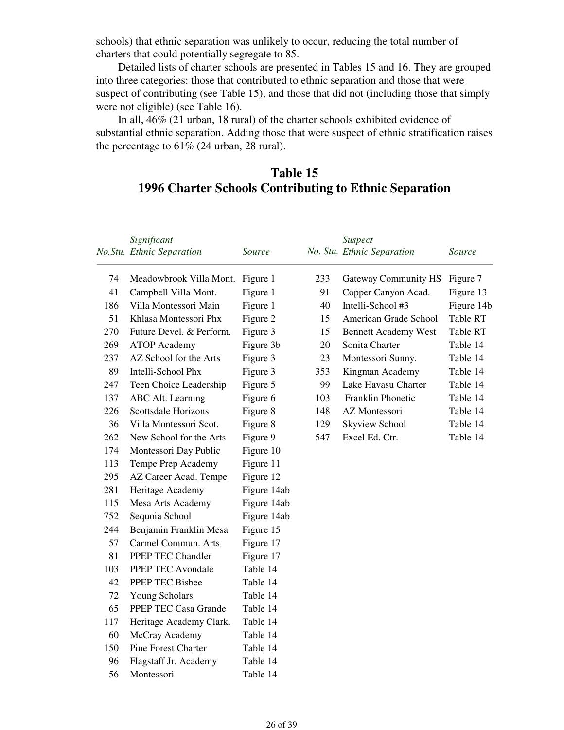schools) that ethnic separation was unlikely to occur, reducing the total number of charters that could potentially segregate to 85.

Detailed lists of charter schools are presented in Tables 15 and 16. They are grouped into three categories: those that contributed to ethnic separation and those that were suspect of contributing (see Table 15), and those that did not (including those that simply were not eligible) (see Table 16).

In all, 46% (21 urban, 18 rural) of the charter schools exhibited evidence of substantial ethnic separation. Adding those that were suspect of ethnic stratification raises the percentage to 61% (24 urban, 28 rural).

## Table 15
## 1996 Charter Schools Contributing to Ethnic Separation

| No.Stu. | *Significant Ethnic Separation* | *Source* | No. Stu. | *Suspect Ethnic Separation* | *Source* |
|---|---|---|---|---|---|
| 74 | Meadowbrook Villa Mont. | Figure 1 | 233 | Gateway Community HS | Figure 7 |
| 41 | Campbell Villa Mont. | Figure 1 | 91 | Copper Canyon Acad. | Figure 13 |
| 186 | Villa Montessori Main | Figure 1 | 40 | Intelli-School #3 | Figure 14b |
| 51 | Khlasa Montessori Phx | Figure 2 | 15 | American Grade School | Table RT |
| 270 | Future Devel. & Perform. | Figure 3 | 15 | Bennett Academy West | Table RT |
| 269 | ATOP Academy | Figure 3b | 20 | Sonita Charter | Table 14 |
| 237 | AZ School for the Arts | Figure 3 | 23 | Montessori Sunny. | Table 14 |
| 89 | Intelli-School Phx | Figure 3 | 353 | Kingman Academy | Table 14 |
| 247 | Teen Choice Leadership | Figure 5 | 99 | Lake Havasu Charter | Table 14 |
| 137 | ABC Alt. Learning | Figure 6 | 103 | Franklin Phonetic | Table 14 |
| 226 | Scottsdale Horizons | Figure 8 | 148 | AZ Montessori | Table 14 |
| 36 | Villa Montessori Scot. | Figure 8 | 129 | Skyview School | Table 14 |
| 262 | New School for the Arts | Figure 9 | 547 | Excel Ed. Ctr. | Table 14 |
| 174 | Montessori Day Public | Figure 10 | | | |
| 113 | Tempe Prep Academy | Figure 11 | | | |
| 295 | AZ Career Acad. Tempe | Figure 12 | | | |
| 281 | Heritage Academy | Figure 14ab | | | |
| 115 | Mesa Arts Academy | Figure 14ab | | | |
| 752 | Sequoia School | Figure 14ab | | | |
| 244 | Benjamin Franklin Mesa | Figure 15 | | | |
| 57 | Carmel Commun. Arts | Figure 17 | | | |
| 81 | PPEP TEC Chandler | Figure 17 | | | |
| 103 | PPEP TEC Avondale | Table 14 | | | |
| 42 | PPEP TEC Bisbee | Table 14 | | | |
| 72 | Young Scholars | Table 14 | | | |
| 65 | PPEP TEC Casa Grande | Table 14 | | | |
| 117 | Heritage Academy Clark. | Table 14 | | | |
| 60 | McCray Academy | Table 14 | | | |
| 150 | Pine Forest Charter | Table 14 | | | |
| 96 | Flagstaff Jr. Academy | Table 14 | | | |
| 56 | Montessori | Table 14 | | | |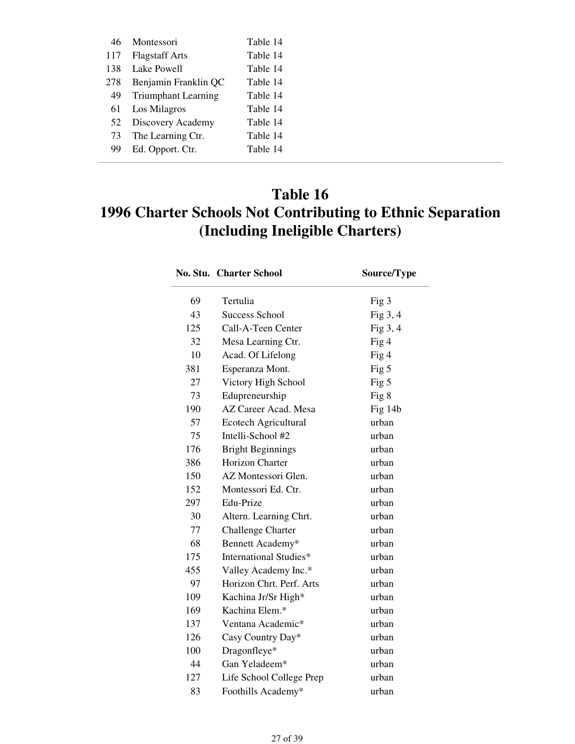| | | |
|---|---|---|
| 46 | Montessori | Table 14 |
| 117 | Flagstaff Arts | Table 14 |
| 138 | Lake Powell | Table 14 |
| 278 | Benjamin Franklin QC | Table 14 |
| 49 | Triumphant Learning | Table 14 |
| 61 | Los Milagros | Table 14 |
| 52 | Discovery Academy | Table 14 |
| 73 | The Learning Ctr. | Table 14 |
| 99 | Ed. Opport. Ctr. | Table 14 |

# Table 16
# 1996 Charter Schools Not Contributing to Ethnic Separation (Including Ineligible Charters)

| No. Stu. | Charter School | Source/Type |
|---|---|---|
| 69 | Tertulia | Fig 3 |
| 43 | Success School | Fig 3, 4 |
| 125 | Call-A-Teen Center | Fig 3, 4 |
| 32 | Mesa Learning Ctr. | Fig 4 |
| 10 | Acad. Of Lifelong | Fig 4 |
| 381 | Esperanza Mont. | Fig 5 |
| 27 | Victory High School | Fig 5 |
| 73 | Edupreneurship | Fig 8 |
| 190 | AZ Career Acad. Mesa | Fig 14b |
| 57 | Ecotech Agricultural | urban |
| 75 | Intelli-School #2 | urban |
| 176 | Bright Beginnings | urban |
| 386 | Horizon Charter | urban |
| 150 | AZ Montessori Glen. | urban |
| 152 | Montessori Ed. Ctr. | urban |
| 297 | Edu-Prize | urban |
| 30 | Altern. Learning Chrt. | urban |
| 77 | Challenge Charter | urban |
| 68 | Bennett Academy* | urban |
| 175 | International Studies* | urban |
| 455 | Valley Academy Inc.* | urban |
| 97 | Horizon Chrt. Perf. Arts | urban |
| 109 | Kachina Jr/Sr High* | urban |
| 169 | Kachina Elem.* | urban |
| 137 | Ventana Academic* | urban |
| 126 | Casy Country Day* | urban |
| 100 | Dragonfleye* | urban |
| 44 | Gan Yeladeem* | urban |
| 127 | Life School College Prep | urban |
| 83 | Foothills Academy* | urban |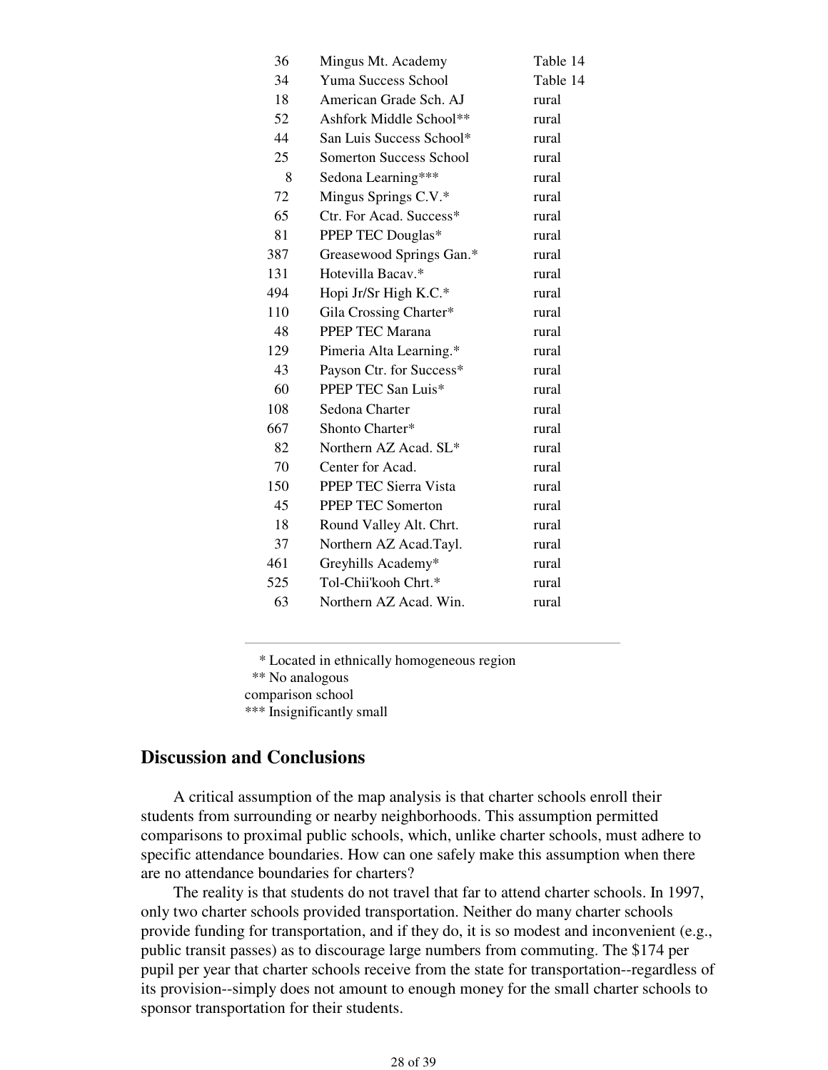| | | |
|---|---|---|
| 36 | Mingus Mt. Academy | Table 14 |
| 34 | Yuma Success School | Table 14 |
| 18 | American Grade Sch. AJ | rural |
| 52 | Ashfork Middle School** | rural |
| 44 | San Luis Success School* | rural |
| 25 | Somerton Success School | rural |
| 8 | Sedona Learning*** | rural |
| 72 | Mingus Springs C.V.* | rural |
| 65 | Ctr. For Acad. Success* | rural |
| 81 | PPEP TEC Douglas* | rural |
| 387 | Greasewood Springs Gan.* | rural |
| 131 | Hotevilla Bacav.* | rural |
| 494 | Hopi Jr/Sr High K.C.* | rural |
| 110 | Gila Crossing Charter* | rural |
| 48 | PPEP TEC Marana | rural |
| 129 | Pimeria Alta Learning.* | rural |
| 43 | Payson Ctr. for Success* | rural |
| 60 | PPEP TEC San Luis* | rural |
| 108 | Sedona Charter | rural |
| 667 | Shonto Charter* | rural |
| 82 | Northern AZ Acad. SL* | rural |
| 70 | Center for Acad. | rural |
| 150 | PPEP TEC Sierra Vista | rural |
| 45 | PPEP TEC Somerton | rural |
| 18 | Round Valley Alt. Chrt. | rural |
| 37 | Northern AZ Acad.Tayl. | rural |
| 461 | Greyhills Academy* | rural |
| 525 | Tol-Chii'kooh Chrt.* | rural |
| 63 | Northern AZ Acad. Win. | rural |

\* Located in ethnically homogeneous region
** No analogous comparison school
*** Insignificantly small

## Discussion and Conclusions

A critical assumption of the map analysis is that charter schools enroll their students from surrounding or nearby neighborhoods. This assumption permitted comparisons to proximal public schools, which, unlike charter schools, must adhere to specific attendance boundaries. How can one safely make this assumption when there are no attendance boundaries for charters?

The reality is that students do not travel that far to attend charter schools. In 1997, only two charter schools provided transportation. Neither do many charter schools provide funding for transportation, and if they do, it is so modest and inconvenient (e.g., public transit passes) as to discourage large numbers from commuting. The $174 per pupil per year that charter schools receive from the state for transportation--regardless of its provision--simply does not amount to enough money for the small charter schools to sponsor transportation for their students.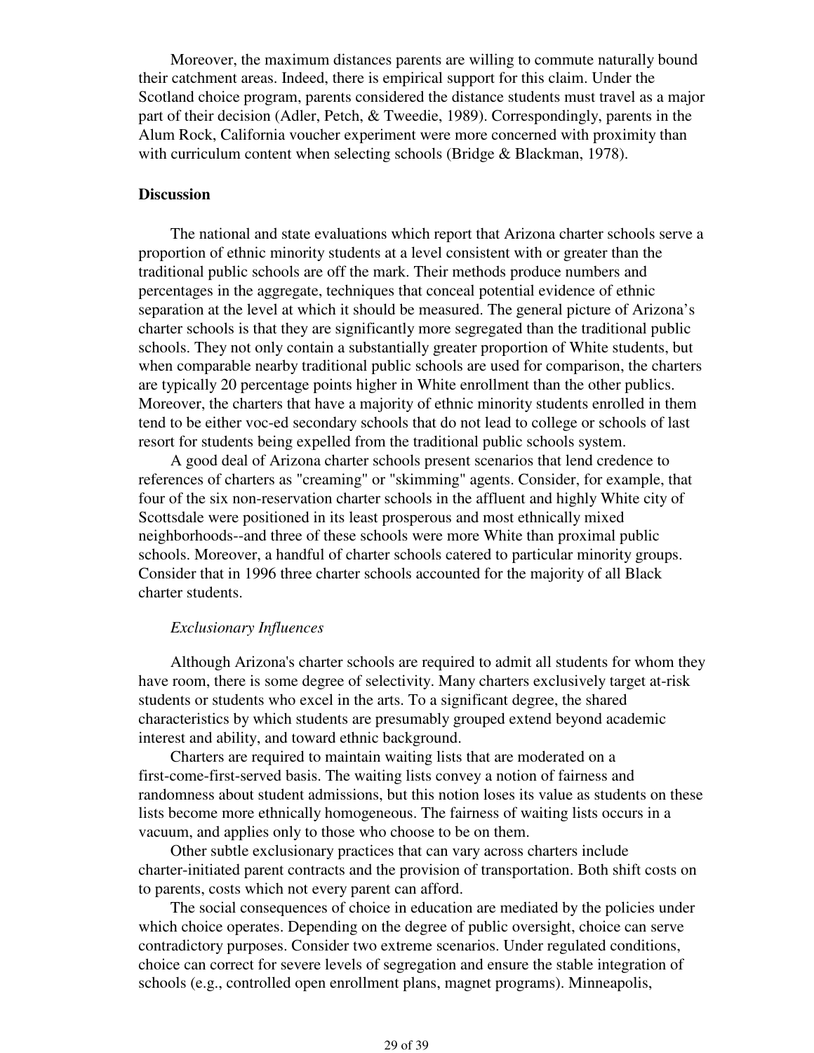Moreover, the maximum distances parents are willing to commute naturally bound their catchment areas. Indeed, there is empirical support for this claim. Under the Scotland choice program, parents considered the distance students must travel as a major part of their decision (Adler, Petch, & Tweedie, 1989). Correspondingly, parents in the Alum Rock, California voucher experiment were more concerned with proximity than with curriculum content when selecting schools (Bridge & Blackman, 1978).

**Discussion**

The national and state evaluations which report that Arizona charter schools serve a proportion of ethnic minority students at a level consistent with or greater than the traditional public schools are off the mark. Their methods produce numbers and percentages in the aggregate, techniques that conceal potential evidence of ethnic separation at the level at which it should be measured. The general picture of Arizona's charter schools is that they are significantly more segregated than the traditional public schools. They not only contain a substantially greater proportion of White students, but when comparable nearby traditional public schools are used for comparison, the charters are typically 20 percentage points higher in White enrollment than the other publics. Moreover, the charters that have a majority of ethnic minority students enrolled in them tend to be either voc-ed secondary schools that do not lead to college or schools of last resort for students being expelled from the traditional public schools system.

A good deal of Arizona charter schools present scenarios that lend credence to references of charters as "creaming" or "skimming" agents. Consider, for example, that four of the six non-reservation charter schools in the affluent and highly White city of Scottsdale were positioned in its least prosperous and most ethnically mixed neighborhoods--and three of these schools were more White than proximal public schools. Moreover, a handful of charter schools catered to particular minority groups. Consider that in 1996 three charter schools accounted for the majority of all Black charter students.

*Exclusionary Influences*

Although Arizona's charter schools are required to admit all students for whom they have room, there is some degree of selectivity. Many charters exclusively target at-risk students or students who excel in the arts. To a significant degree, the shared characteristics by which students are presumably grouped extend beyond academic interest and ability, and toward ethnic background.

Charters are required to maintain waiting lists that are moderated on a first-come-first-served basis. The waiting lists convey a notion of fairness and randomness about student admissions, but this notion loses its value as students on these lists become more ethnically homogeneous. The fairness of waiting lists occurs in a vacuum, and applies only to those who choose to be on them.

Other subtle exclusionary practices that can vary across charters include charter-initiated parent contracts and the provision of transportation. Both shift costs on to parents, costs which not every parent can afford.

The social consequences of choice in education are mediated by the policies under which choice operates. Depending on the degree of public oversight, choice can serve contradictory purposes. Consider two extreme scenarios. Under regulated conditions, choice can correct for severe levels of segregation and ensure the stable integration of schools (e.g., controlled open enrollment plans, magnet programs). Minneapolis,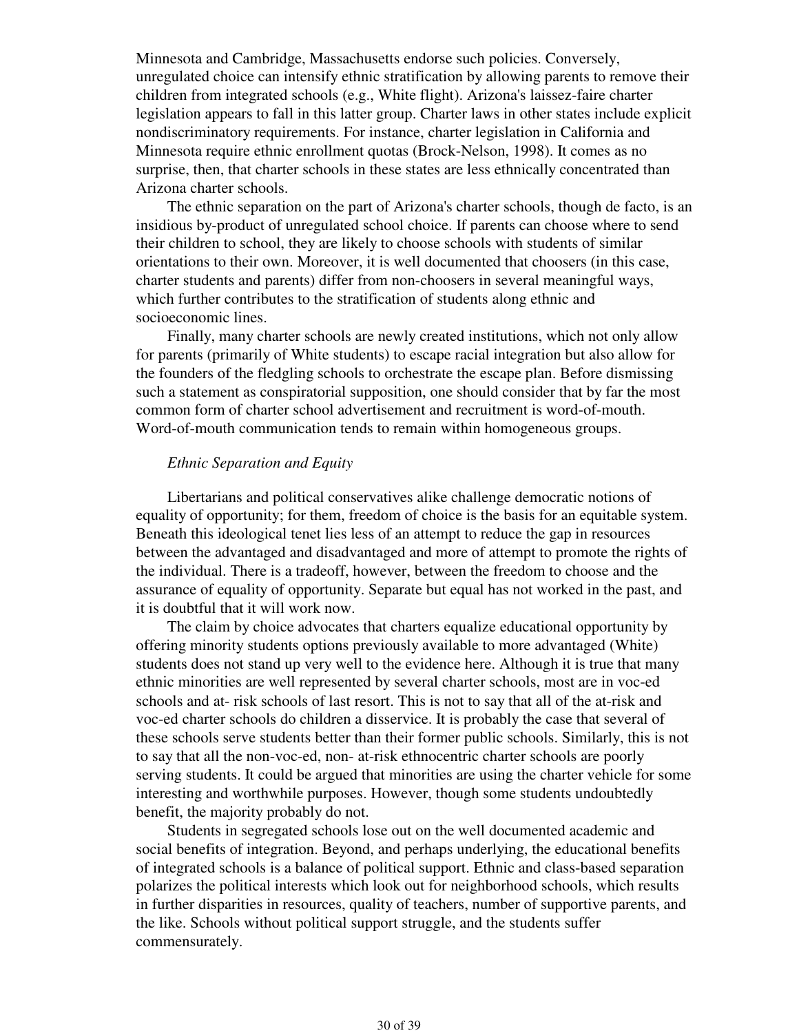Minnesota and Cambridge, Massachusetts endorse such policies. Conversely, unregulated choice can intensify ethnic stratification by allowing parents to remove their children from integrated schools (e.g., White flight). Arizona's laissez-faire charter legislation appears to fall in this latter group. Charter laws in other states include explicit nondiscriminatory requirements. For instance, charter legislation in California and Minnesota require ethnic enrollment quotas (Brock-Nelson, 1998). It comes as no surprise, then, that charter schools in these states are less ethnically concentrated than Arizona charter schools.

The ethnic separation on the part of Arizona's charter schools, though de facto, is an insidious by-product of unregulated school choice. If parents can choose where to send their children to school, they are likely to choose schools with students of similar orientations to their own. Moreover, it is well documented that choosers (in this case, charter students and parents) differ from non-choosers in several meaningful ways, which further contributes to the stratification of students along ethnic and socioeconomic lines.

Finally, many charter schools are newly created institutions, which not only allow for parents (primarily of White students) to escape racial integration but also allow for the founders of the fledgling schools to orchestrate the escape plan. Before dismissing such a statement as conspiratorial supposition, one should consider that by far the most common form of charter school advertisement and recruitment is word-of-mouth. Word-of-mouth communication tends to remain within homogeneous groups.

*Ethnic Separation and Equity*

Libertarians and political conservatives alike challenge democratic notions of equality of opportunity; for them, freedom of choice is the basis for an equitable system. Beneath this ideological tenet lies less of an attempt to reduce the gap in resources between the advantaged and disadvantaged and more of attempt to promote the rights of the individual. There is a tradeoff, however, between the freedom to choose and the assurance of equality of opportunity. Separate but equal has not worked in the past, and it is doubtful that it will work now.

The claim by choice advocates that charters equalize educational opportunity by offering minority students options previously available to more advantaged (White) students does not stand up very well to the evidence here. Although it is true that many ethnic minorities are well represented by several charter schools, most are in voc-ed schools and at- risk schools of last resort. This is not to say that all of the at-risk and voc-ed charter schools do children a disservice. It is probably the case that several of these schools serve students better than their former public schools. Similarly, this is not to say that all the non-voc-ed, non- at-risk ethnocentric charter schools are poorly serving students. It could be argued that minorities are using the charter vehicle for some interesting and worthwhile purposes. However, though some students undoubtedly benefit, the majority probably do not.

Students in segregated schools lose out on the well documented academic and social benefits of integration. Beyond, and perhaps underlying, the educational benefits of integrated schools is a balance of political support. Ethnic and class-based separation polarizes the political interests which look out for neighborhood schools, which results in further disparities in resources, quality of teachers, number of supportive parents, and the like. Schools without political support struggle, and the students suffer commensurately.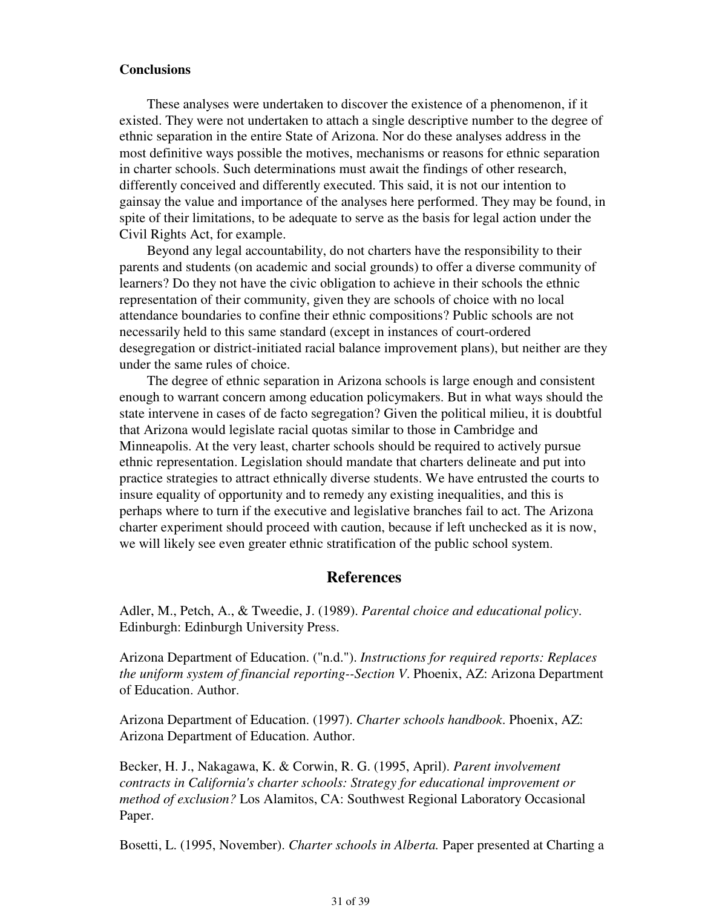**Conclusions**

These analyses were undertaken to discover the existence of a phenomenon, if it existed. They were not undertaken to attach a single descriptive number to the degree of ethnic separation in the entire State of Arizona. Nor do these analyses address in the most definitive ways possible the motives, mechanisms or reasons for ethnic separation in charter schools. Such determinations must await the findings of other research, differently conceived and differently executed. This said, it is not our intention to gainsay the value and importance of the analyses here performed. They may be found, in spite of their limitations, to be adequate to serve as the basis for legal action under the Civil Rights Act, for example.

Beyond any legal accountability, do not charters have the responsibility to their parents and students (on academic and social grounds) to offer a diverse community of learners? Do they not have the civic obligation to achieve in their schools the ethnic representation of their community, given they are schools of choice with no local attendance boundaries to confine their ethnic compositions? Public schools are not necessarily held to this same standard (except in instances of court-ordered desegregation or district-initiated racial balance improvement plans), but neither are they under the same rules of choice.

The degree of ethnic separation in Arizona schools is large enough and consistent enough to warrant concern among education policymakers. But in what ways should the state intervene in cases of de facto segregation? Given the political milieu, it is doubtful that Arizona would legislate racial quotas similar to those in Cambridge and Minneapolis. At the very least, charter schools should be required to actively pursue ethnic representation. Legislation should mandate that charters delineate and put into practice strategies to attract ethnically diverse students. We have entrusted the courts to insure equality of opportunity and to remedy any existing inequalities, and this is perhaps where to turn if the executive and legislative branches fail to act. The Arizona charter experiment should proceed with caution, because if left unchecked as it is now, we will likely see even greater ethnic stratification of the public school system.

## References

Adler, M., Petch, A., & Tweedie, J. (1989). *Parental choice and educational policy*. Edinburgh: Edinburgh University Press.

Arizona Department of Education. ("n.d."). *Instructions for required reports: Replaces the uniform system of financial reporting--Section V*. Phoenix, AZ: Arizona Department of Education. Author.

Arizona Department of Education. (1997). *Charter schools handbook*. Phoenix, AZ: Arizona Department of Education. Author.

Becker, H. J., Nakagawa, K. & Corwin, R. G. (1995, April). *Parent involvement contracts in California's charter schools: Strategy for educational improvement or method of exclusion?* Los Alamitos, CA: Southwest Regional Laboratory Occasional Paper.

Bosetti, L. (1995, November). *Charter schools in Alberta.* Paper presented at Charting a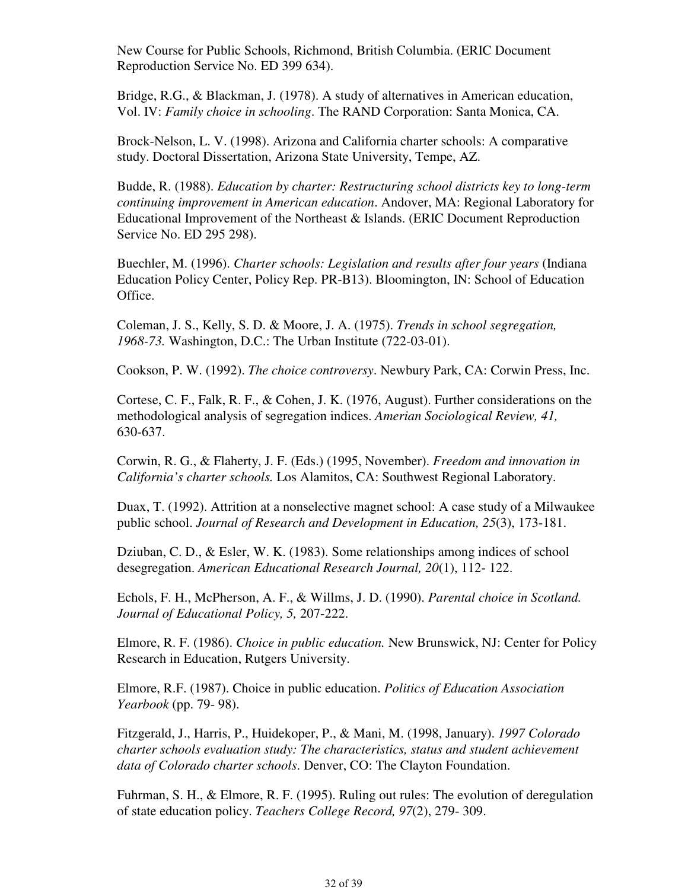New Course for Public Schools, Richmond, British Columbia. (ERIC Document Reproduction Service No. ED 399 634).

Bridge, R.G., & Blackman, J. (1978). A study of alternatives in American education, Vol. IV: *Family choice in schooling*. The RAND Corporation: Santa Monica, CA.

Brock-Nelson, L. V. (1998). Arizona and California charter schools: A comparative study. Doctoral Dissertation, Arizona State University, Tempe, AZ.

Budde, R. (1988). *Education by charter: Restructuring school districts key to long-term continuing improvement in American education*. Andover, MA: Regional Laboratory for Educational Improvement of the Northeast & Islands. (ERIC Document Reproduction Service No. ED 295 298).

Buechler, M. (1996). *Charter schools: Legislation and results after four years* (Indiana Education Policy Center, Policy Rep. PR-B13). Bloomington, IN: School of Education Office.

Coleman, J. S., Kelly, S. D. & Moore, J. A. (1975). *Trends in school segregation, 1968-73.* Washington, D.C.: The Urban Institute (722-03-01).

Cookson, P. W. (1992). *The choice controversy*. Newbury Park, CA: Corwin Press, Inc.

Cortese, C. F., Falk, R. F., & Cohen, J. K. (1976, August). Further considerations on the methodological analysis of segregation indices. *Amerian Sociological Review, 41,* 630-637.

Corwin, R. G., & Flaherty, J. F. (Eds.) (1995, November). *Freedom and innovation in California's charter schools.* Los Alamitos, CA: Southwest Regional Laboratory.

Duax, T. (1992). Attrition at a nonselective magnet school: A case study of a Milwaukee public school. *Journal of Research and Development in Education, 25*(3), 173-181.

Dziuban, C. D., & Esler, W. K. (1983). Some relationships among indices of school desegregation. *American Educational Research Journal, 20*(1), 112- 122.

Echols, F. H., McPherson, A. F., & Willms, J. D. (1990). *Parental choice in Scotland. Journal of Educational Policy, 5,* 207-222.

Elmore, R. F. (1986). *Choice in public education.* New Brunswick, NJ: Center for Policy Research in Education, Rutgers University.

Elmore, R.F. (1987). Choice in public education. *Politics of Education Association Yearbook* (pp. 79- 98).

Fitzgerald, J., Harris, P., Huidekoper, P., & Mani, M. (1998, January). *1997 Colorado charter schools evaluation study: The characteristics, status and student achievement data of Colorado charter schools*. Denver, CO: The Clayton Foundation.

Fuhrman, S. H., & Elmore, R. F. (1995). Ruling out rules: The evolution of deregulation of state education policy. *Teachers College Record, 97*(2), 279- 309.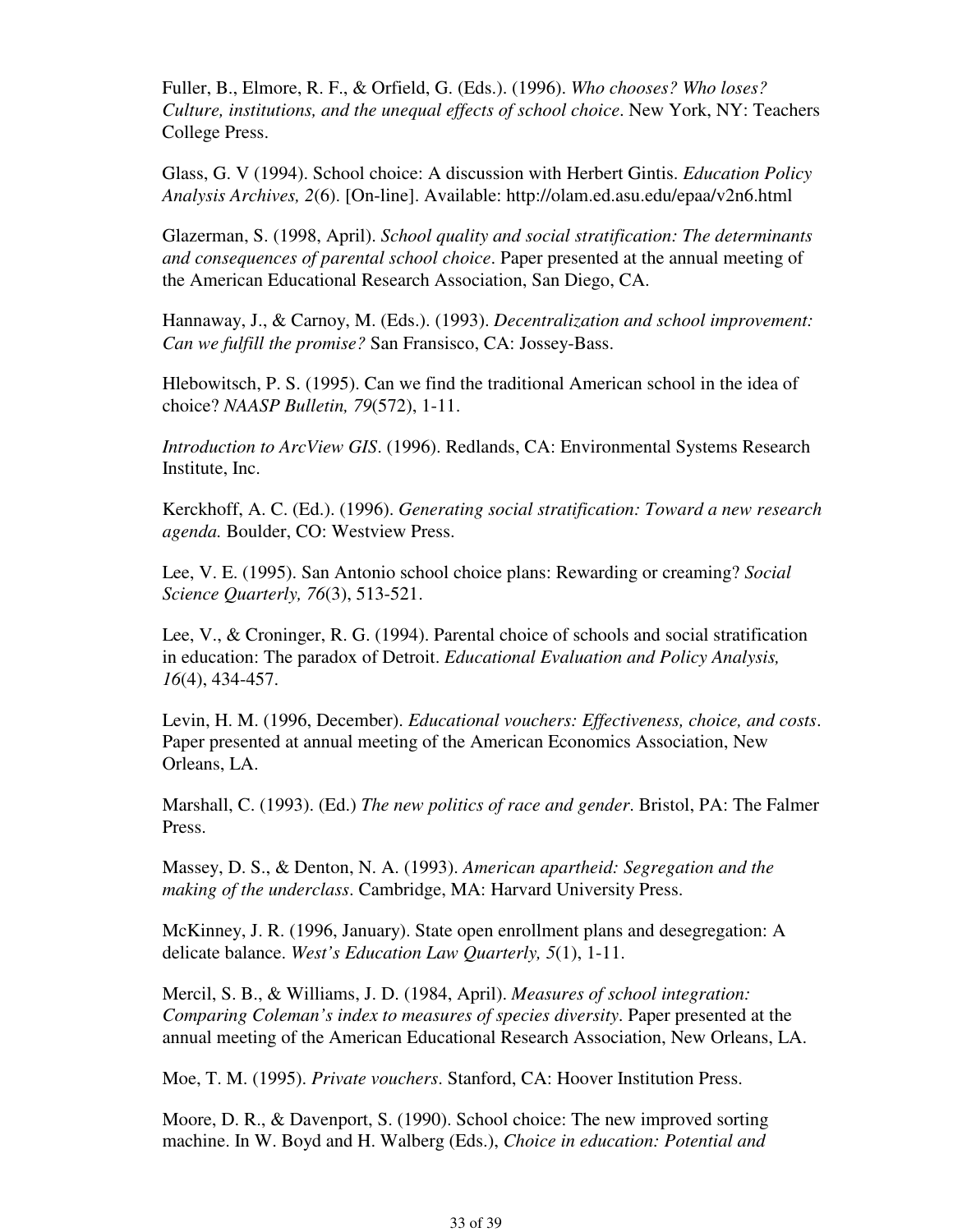Fuller, B., Elmore, R. F., & Orfield, G. (Eds.). (1996). *Who chooses? Who loses? Culture, institutions, and the unequal effects of school choice*. New York, NY: Teachers College Press.

Glass, G. V (1994). School choice: A discussion with Herbert Gintis. *Education Policy Analysis Archives, 2*(6). [On-line]. Available: http://olam.ed.asu.edu/epaa/v2n6.html

Glazerman, S. (1998, April). *School quality and social stratification: The determinants and consequences of parental school choice*. Paper presented at the annual meeting of the American Educational Research Association, San Diego, CA.

Hannaway, J., & Carnoy, M. (Eds.). (1993). *Decentralization and school improvement: Can we fulfill the promise?* San Fransisco, CA: Jossey-Bass.

Hlebowitsch, P. S. (1995). Can we find the traditional American school in the idea of choice? *NAASP Bulletin, 79*(572), 1-11.

*Introduction to ArcView GIS*. (1996). Redlands, CA: Environmental Systems Research Institute, Inc.

Kerckhoff, A. C. (Ed.). (1996). *Generating social stratification: Toward a new research agenda.* Boulder, CO: Westview Press.

Lee, V. E. (1995). San Antonio school choice plans: Rewarding or creaming? *Social Science Quarterly, 76*(3), 513-521.

Lee, V., & Croninger, R. G. (1994). Parental choice of schools and social stratification in education: The paradox of Detroit. *Educational Evaluation and Policy Analysis, 16*(4), 434-457.

Levin, H. M. (1996, December). *Educational vouchers: Effectiveness, choice, and costs*. Paper presented at annual meeting of the American Economics Association, New Orleans, LA.

Marshall, C. (1993). (Ed.) *The new politics of race and gender*. Bristol, PA: The Falmer Press.

Massey, D. S., & Denton, N. A. (1993). *American apartheid: Segregation and the making of the underclass*. Cambridge, MA: Harvard University Press.

McKinney, J. R. (1996, January). State open enrollment plans and desegregation: A delicate balance. *West's Education Law Quarterly, 5*(1), 1-11.

Mercil, S. B., & Williams, J. D. (1984, April). *Measures of school integration: Comparing Coleman's index to measures of species diversity*. Paper presented at the annual meeting of the American Educational Research Association, New Orleans, LA.

Moe, T. M. (1995). *Private vouchers*. Stanford, CA: Hoover Institution Press.

Moore, D. R., & Davenport, S. (1990). School choice: The new improved sorting machine. In W. Boyd and H. Walberg (Eds.), *Choice in education: Potential and*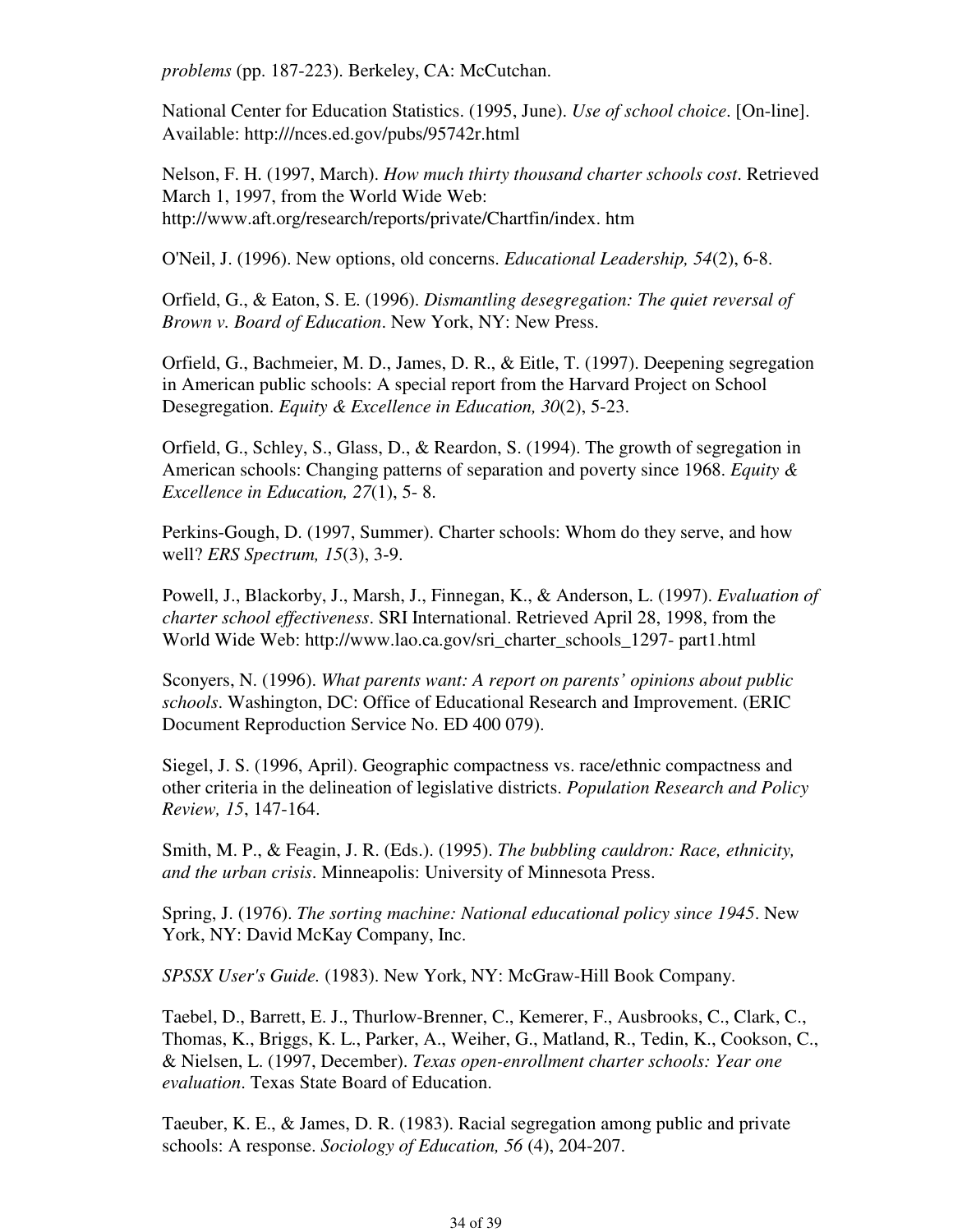*problems* (pp. 187-223). Berkeley, CA: McCutchan.

National Center for Education Statistics. (1995, June). *Use of school choice*. [On-line]. Available: http:///nces.ed.gov/pubs/95742r.html

Nelson, F. H. (1997, March). *How much thirty thousand charter schools cost*. Retrieved March 1, 1997, from the World Wide Web: http://www.aft.org/research/reports/private/Chartfin/index. htm

O'Neil, J. (1996). New options, old concerns. *Educational Leadership, 54*(2), 6-8.

Orfield, G., & Eaton, S. E. (1996). *Dismantling desegregation: The quiet reversal of Brown v. Board of Education*. New York, NY: New Press.

Orfield, G., Bachmeier, M. D., James, D. R., & Eitle, T. (1997). Deepening segregation in American public schools: A special report from the Harvard Project on School Desegregation. *Equity & Excellence in Education, 30*(2), 5-23.

Orfield, G., Schley, S., Glass, D., & Reardon, S. (1994). The growth of segregation in American schools: Changing patterns of separation and poverty since 1968. *Equity & Excellence in Education, 27*(1), 5- 8.

Perkins-Gough, D. (1997, Summer). Charter schools: Whom do they serve, and how well? *ERS Spectrum, 15*(3), 3-9.

Powell, J., Blackorby, J., Marsh, J., Finnegan, K., & Anderson, L. (1997). *Evaluation of charter school effectiveness*. SRI International. Retrieved April 28, 1998, from the World Wide Web: http://www.lao.ca.gov/sri_charter_schools_1297- part1.html

Sconyers, N. (1996). *What parents want: A report on parents' opinions about public schools*. Washington, DC: Office of Educational Research and Improvement. (ERIC Document Reproduction Service No. ED 400 079).

Siegel, J. S. (1996, April). Geographic compactness vs. race/ethnic compactness and other criteria in the delineation of legislative districts. *Population Research and Policy Review, 15*, 147-164.

Smith, M. P., & Feagin, J. R. (Eds.). (1995). *The bubbling cauldron: Race, ethnicity, and the urban crisis*. Minneapolis: University of Minnesota Press.

Spring, J. (1976). *The sorting machine: National educational policy since 1945*. New York, NY: David McKay Company, Inc.

*SPSSX User's Guide.* (1983). New York, NY: McGraw-Hill Book Company.

Taebel, D., Barrett, E. J., Thurlow-Brenner, C., Kemerer, F., Ausbrooks, C., Clark, C., Thomas, K., Briggs, K. L., Parker, A., Weiher, G., Matland, R., Tedin, K., Cookson, C., & Nielsen, L. (1997, December). *Texas open-enrollment charter schools: Year one evaluation*. Texas State Board of Education.

Taeuber, K. E., & James, D. R. (1983). Racial segregation among public and private schools: A response. *Sociology of Education, 56* (4), 204-207.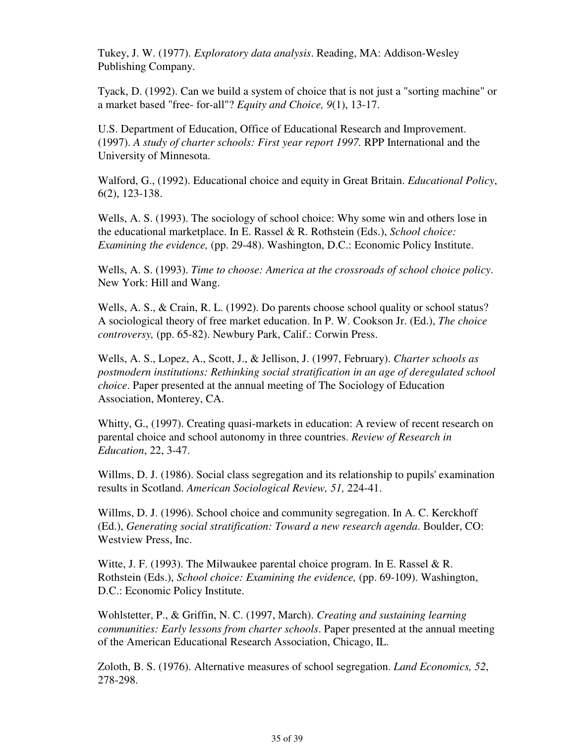Tukey, J. W. (1977). *Exploratory data analysis*. Reading, MA: Addison-Wesley Publishing Company.

Tyack, D. (1992). Can we build a system of choice that is not just a "sorting machine" or a market based "free- for-all"? *Equity and Choice, 9*(1), 13-17.

U.S. Department of Education, Office of Educational Research and Improvement. (1997). *A study of charter schools: First year report 1997.* RPP International and the University of Minnesota.

Walford, G., (1992). Educational choice and equity in Great Britain. *Educational Policy*, 6(2), 123-138.

Wells, A. S. (1993). The sociology of school choice: Why some win and others lose in the educational marketplace. In E. Rassel & R. Rothstein (Eds.), *School choice: Examining the evidence,* (pp. 29-48). Washington, D.C.: Economic Policy Institute.

Wells, A. S. (1993). *Time to choose: America at the crossroads of school choice policy*. New York: Hill and Wang.

Wells, A. S., & Crain, R. L. (1992). Do parents choose school quality or school status? A sociological theory of free market education. In P. W. Cookson Jr. (Ed.), *The choice controversy,* (pp. 65-82). Newbury Park, Calif.: Corwin Press.

Wells, A. S., Lopez, A., Scott, J., & Jellison, J. (1997, February). *Charter schools as postmodern institutions: Rethinking social stratification in an age of deregulated school choice*. Paper presented at the annual meeting of The Sociology of Education Association, Monterey, CA.

Whitty, G., (1997). Creating quasi-markets in education: A review of recent research on parental choice and school autonomy in three countries. *Review of Research in Education*, 22, 3-47.

Willms, D. J. (1986). Social class segregation and its relationship to pupils' examination results in Scotland. *American Sociological Review, 51,* 224-41.

Willms, D. J. (1996). School choice and community segregation. In A. C. Kerckhoff (Ed.), *Generating social stratification: Toward a new research agenda*. Boulder, CO: Westview Press, Inc.

Witte, J. F. (1993). The Milwaukee parental choice program. In E. Rassel & R. Rothstein (Eds.), *School choice: Examining the evidence,* (pp. 69-109). Washington, D.C.: Economic Policy Institute.

Wohlstetter, P., & Griffin, N. C. (1997, March). *Creating and sustaining learning communities: Early lessons from charter schools*. Paper presented at the annual meeting of the American Educational Research Association, Chicago, IL.

Zoloth, B. S. (1976). Alternative measures of school segregation. *Land Economics, 52*, 278-298.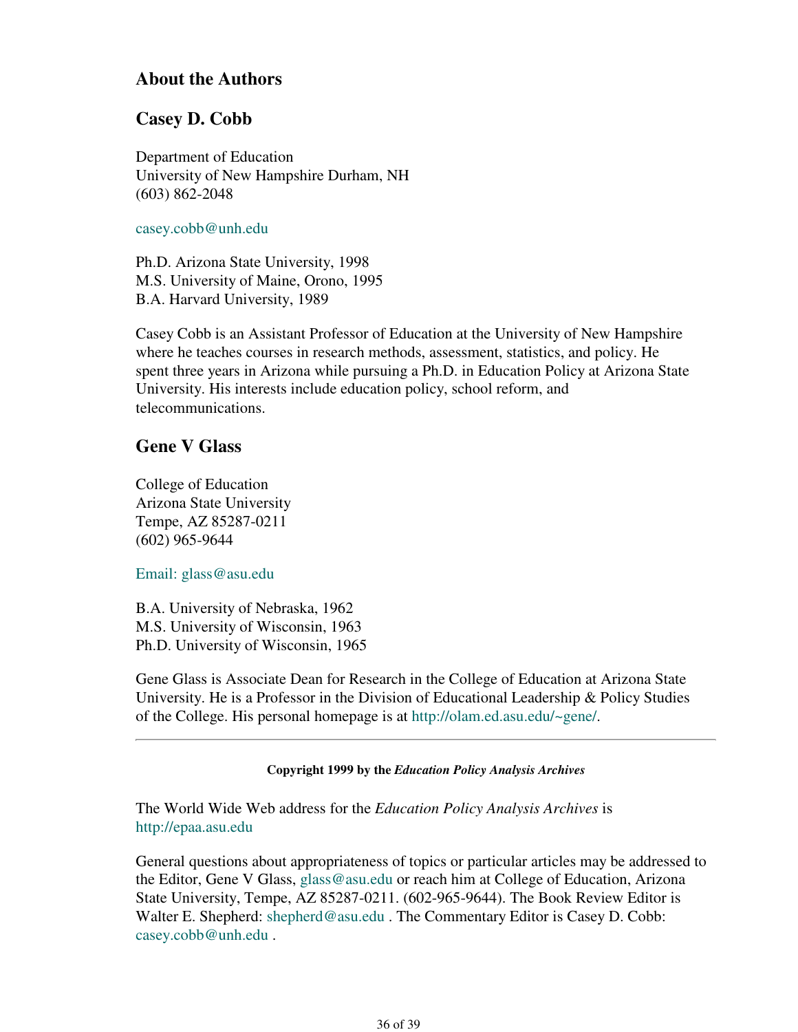## About the Authors

### Casey D. Cobb

Department of Education
University of New Hampshire Durham, NH
(603) 862-2048

casey.cobb@unh.edu

Ph.D. Arizona State University, 1998
M.S. University of Maine, Orono, 1995
B.A. Harvard University, 1989

Casey Cobb is an Assistant Professor of Education at the University of New Hampshire where he teaches courses in research methods, assessment, statistics, and policy. He spent three years in Arizona while pursuing a Ph.D. in Education Policy at Arizona State University. His interests include education policy, school reform, and telecommunications.

### Gene V Glass

College of Education
Arizona State University
Tempe, AZ 85287-0211
(602) 965-9644

Email: glass@asu.edu

B.A. University of Nebraska, 1962
M.S. University of Wisconsin, 1963
Ph.D. University of Wisconsin, 1965

Gene Glass is Associate Dean for Research in the College of Education at Arizona State University. He is a Professor in the Division of Educational Leadership & Policy Studies of the College. His personal homepage is at http://olam.ed.asu.edu/~gene/.

---

**Copyright 1999 by the *Education Policy Analysis Archives***

The World Wide Web address for the *Education Policy Analysis Archives* is http://epaa.asu.edu

General questions about appropriateness of topics or particular articles may be addressed to the Editor, Gene V Glass, glass@asu.edu or reach him at College of Education, Arizona State University, Tempe, AZ 85287-0211. (602-965-9644). The Book Review Editor is Walter E. Shepherd: shepherd@asu.edu . The Commentary Editor is Casey D. Cobb: casey.cobb@unh.edu .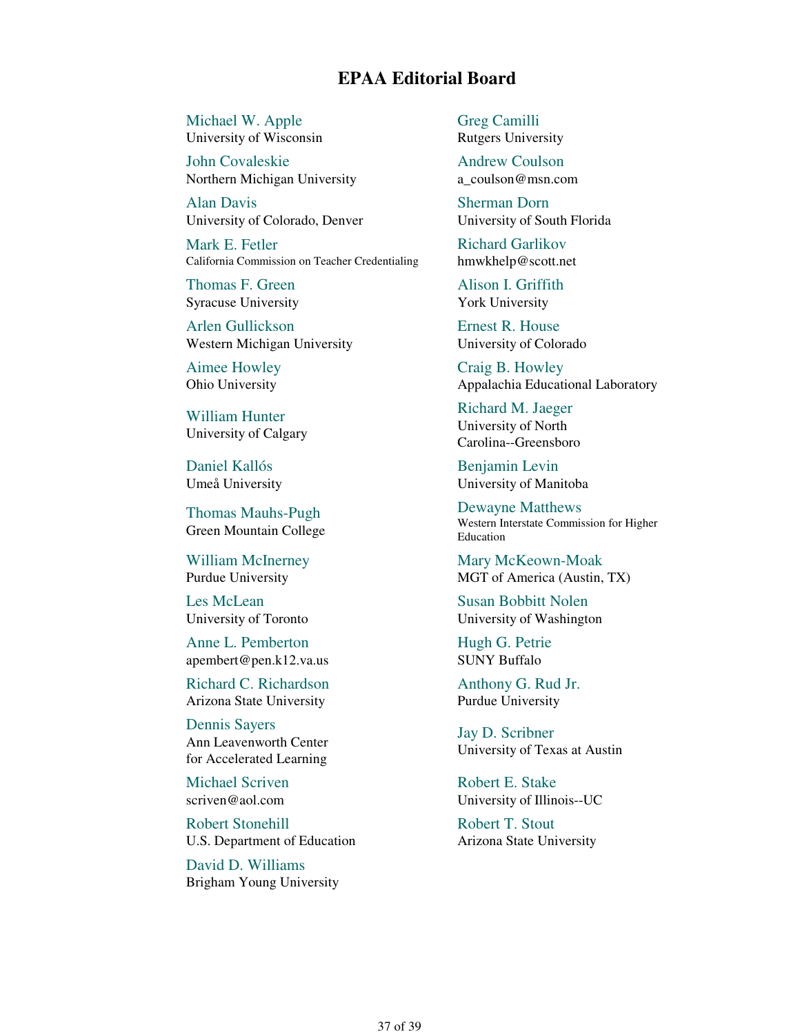# EPAA Editorial Board

Michael W. Apple
University of Wisconsin

Greg Camilli
Rutgers University

John Covaleskie
Northern Michigan University

Andrew Coulson
a_coulson@msn.com

Alan Davis
University of Colorado, Denver

Sherman Dorn
University of South Florida

Mark E. Fetler
California Commission on Teacher Credentialing

Richard Garlikov
hmwkhelp@scott.net

Thomas F. Green
Syracuse University

Alison I. Griffith
York University

Arlen Gullickson
Western Michigan University

Ernest R. House
University of Colorado

Aimee Howley
Ohio University

Craig B. Howley
Appalachia Educational Laboratory

William Hunter
University of Calgary

Richard M. Jaeger
University of North Carolina--Greensboro

Daniel Kallós
Umeå University

Benjamin Levin
University of Manitoba

Thomas Mauhs-Pugh
Green Mountain College

Dewayne Matthews
Western Interstate Commission for Higher Education

William McInerney
Purdue University

Mary McKeown-Moak
MGT of America (Austin, TX)

Les McLean
University of Toronto

Susan Bobbitt Nolen
University of Washington

Anne L. Pemberton
apembert@pen.k12.va.us

Hugh G. Petrie
SUNY Buffalo

Richard C. Richardson
Arizona State University

Anthony G. Rud Jr.
Purdue University

Dennis Sayers
Ann Leavenworth Center for Accelerated Learning

Jay D. Scribner
University of Texas at Austin

Michael Scriven
scriven@aol.com

Robert E. Stake
University of Illinois--UC

Robert Stonehill
U.S. Department of Education

Robert T. Stout
Arizona State University

David D. Williams
Brigham Young University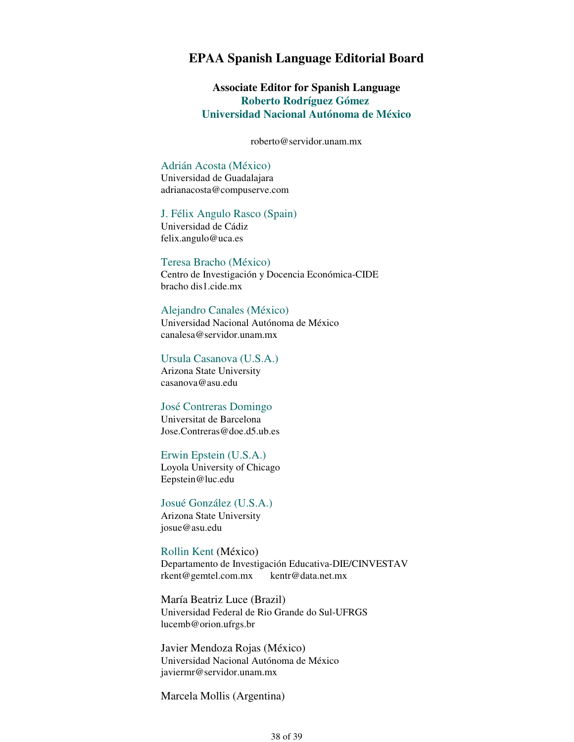## EPAA Spanish Language Editorial Board

**Associate Editor for Spanish Language**
**Roberto Rodríguez Gómez**
**Universidad Nacional Autónoma de México**

roberto@servidor.unam.mx

Adrián Acosta (México)
Universidad de Guadalajara
adrianacosta@compuserve.com

J. Félix Angulo Rasco (Spain)
Universidad de Cádiz
felix.angulo@uca.es

Teresa Bracho (México)
Centro de Investigación y Docencia Económica-CIDE
bracho dis1.cide.mx

Alejandro Canales (México)
Universidad Nacional Autónoma de México
canalesa@servidor.unam.mx

Ursula Casanova (U.S.A.)
Arizona State University
casanova@asu.edu

José Contreras Domingo
Universitat de Barcelona
Jose.Contreras@doe.d5.ub.es

Erwin Epstein (U.S.A.)
Loyola University of Chicago
Eepstein@luc.edu

Josué González (U.S.A.)
Arizona State University
josue@asu.edu

Rollin Kent (México)
Departamento de Investigación Educativa-DIE/CINVESTAV
rkent@gemtel.com.mx kentr@data.net.mx

María Beatriz Luce (Brazil)
Universidad Federal de Rio Grande do Sul-UFRGS
lucemb@orion.ufrgs.br

Javier Mendoza Rojas (México)
Universidad Nacional Autónoma de México
javiermr@servidor.unam.mx

Marcela Mollis (Argentina)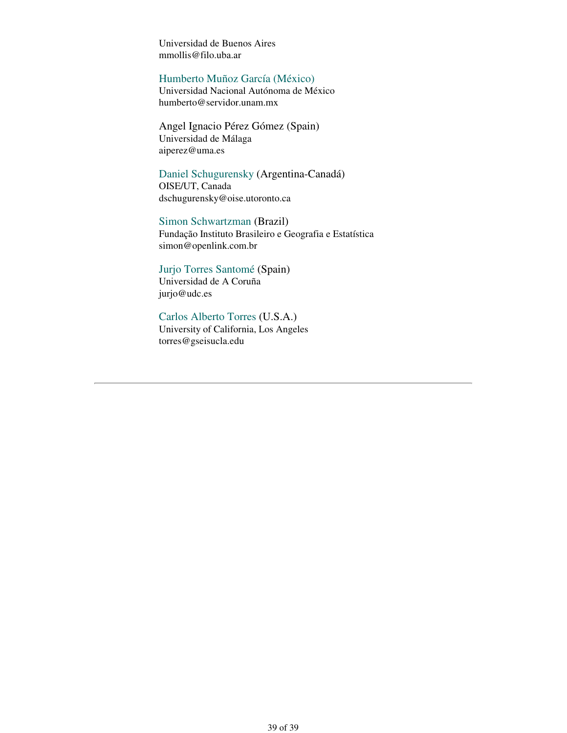Universidad de Buenos Aires
mmollis@filo.uba.ar

Humberto Muñoz García (México)
Universidad Nacional Autónoma de México
humberto@servidor.unam.mx

Angel Ignacio Pérez Gómez (Spain)
Universidad de Málaga
aiperez@uma.es

Daniel Schugurensky (Argentina-Canadá)
OISE/UT, Canada
dschugurensky@oise.utoronto.ca

Simon Schwartzman (Brazil)
Fundação Instituto Brasileiro e Geografia e Estatística
simon@openlink.com.br

Jurjo Torres Santomé (Spain)
Universidad de A Coruña
jurjo@udc.es

Carlos Alberto Torres (U.S.A.)
University of California, Los Angeles
torres@gseisucla.edu

---